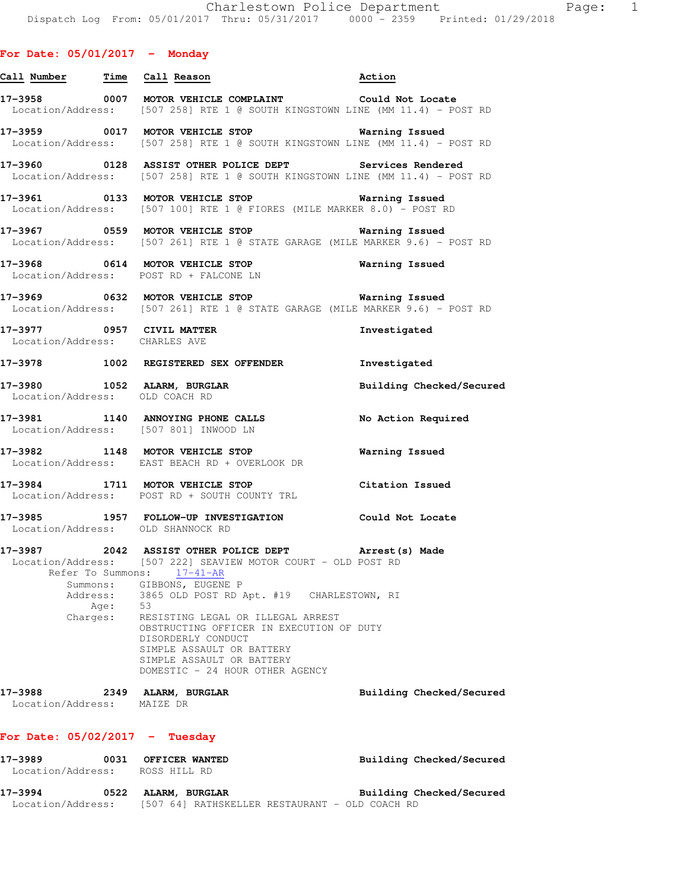**For Date: 05/01/2017 - Monday**

| Call Number | Time | Call Reason | Action |
|---|---|---|---|
| 17-3958 | 0007 | MOTOR VEHICLE COMPLAINT | Could Not Locate |

Location/Address: [507 258] RTE 1 @ SOUTH KINGSTOWN LINE (MM 11.4) - POST RD

**17-3959** 0017 **MOTOR VEHICLE STOP** — Warning Issued
Location/Address: [507 258] RTE 1 @ SOUTH KINGSTOWN LINE (MM 11.4) - POST RD

**17-3960** 0128 **ASSIST OTHER POLICE DEPT** — Services Rendered
Location/Address: [507 258] RTE 1 @ SOUTH KINGSTOWN LINE (MM 11.4) - POST RD

**17-3961** 0133 **MOTOR VEHICLE STOP** — Warning Issued
Location/Address: [507 100] RTE 1 @ FIORES (MILE MARKER 8.0) - POST RD

**17-3967** 0559 **MOTOR VEHICLE STOP** — Warning Issued
Location/Address: [507 261] RTE 1 @ STATE GARAGE (MILE MARKER 9.6) - POST RD

**17-3968** 0614 **MOTOR VEHICLE STOP** — Warning Issued
Location/Address: POST RD + FALCONE LN

**17-3969** 0632 **MOTOR VEHICLE STOP** — Warning Issued
Location/Address: [507 261] RTE 1 @ STATE GARAGE (MILE MARKER 9.6) - POST RD

**17-3977** 0957 **CIVIL MATTER** — Investigated
Location/Address: CHARLES AVE

**17-3978** 1002 **REGISTERED SEX OFFENDER** — Investigated

**17-3980** 1052 **ALARM, BURGLAR** — Building Checked/Secured
Location/Address: OLD COACH RD

**17-3981** 1140 **ANNOYING PHONE CALLS** — No Action Required
Location/Address: [507 801] INWOOD LN

**17-3982** 1148 **MOTOR VEHICLE STOP** — Warning Issued
Location/Address: EAST BEACH RD + OVERLOOK DR

**17-3984** 1711 **MOTOR VEHICLE STOP** — Citation Issued
Location/Address: POST RD + SOUTH COUNTY TRL

**17-3985** 1957 **FOLLOW-UP INVESTIGATION** — Could Not Locate
Location/Address: OLD SHANNOCK RD

**17-3987** 2042 **ASSIST OTHER POLICE DEPT** — Arrest(s) Made
Location/Address: [507 222] SEAVIEW MOTOR COURT - OLD POST RD
Refer To Summons: 17-41-AR
Summons: GIBBONS, EUGENE P
Address: 3865 OLD POST RD Apt. #19 CHARLESTOWN, RI
Age: 53
Charges:
- RESISTING LEGAL OR ILLEGAL ARREST
- OBSTRUCTING OFFICER IN EXECUTION OF DUTY
- DISORDERLY CONDUCT
- SIMPLE ASSAULT OR BATTERY
- SIMPLE ASSAULT OR BATTERY
- DOMESTIC - 24 HOUR OTHER AGENCY

**17-3988** 2349 **ALARM, BURGLAR** — Building Checked/Secured
Location/Address: MAIZE DR

**For Date: 05/02/2017 - Tuesday**

**17-3989** 0031 **OFFICER WANTED** — Building Checked/Secured
Location/Address: ROSS HILL RD

**17-3994** 0522 **ALARM, BURGLAR** — Building Checked/Secured
Location/Address: [507 64] RATHSKELLER RESTAURANT - OLD COACH RD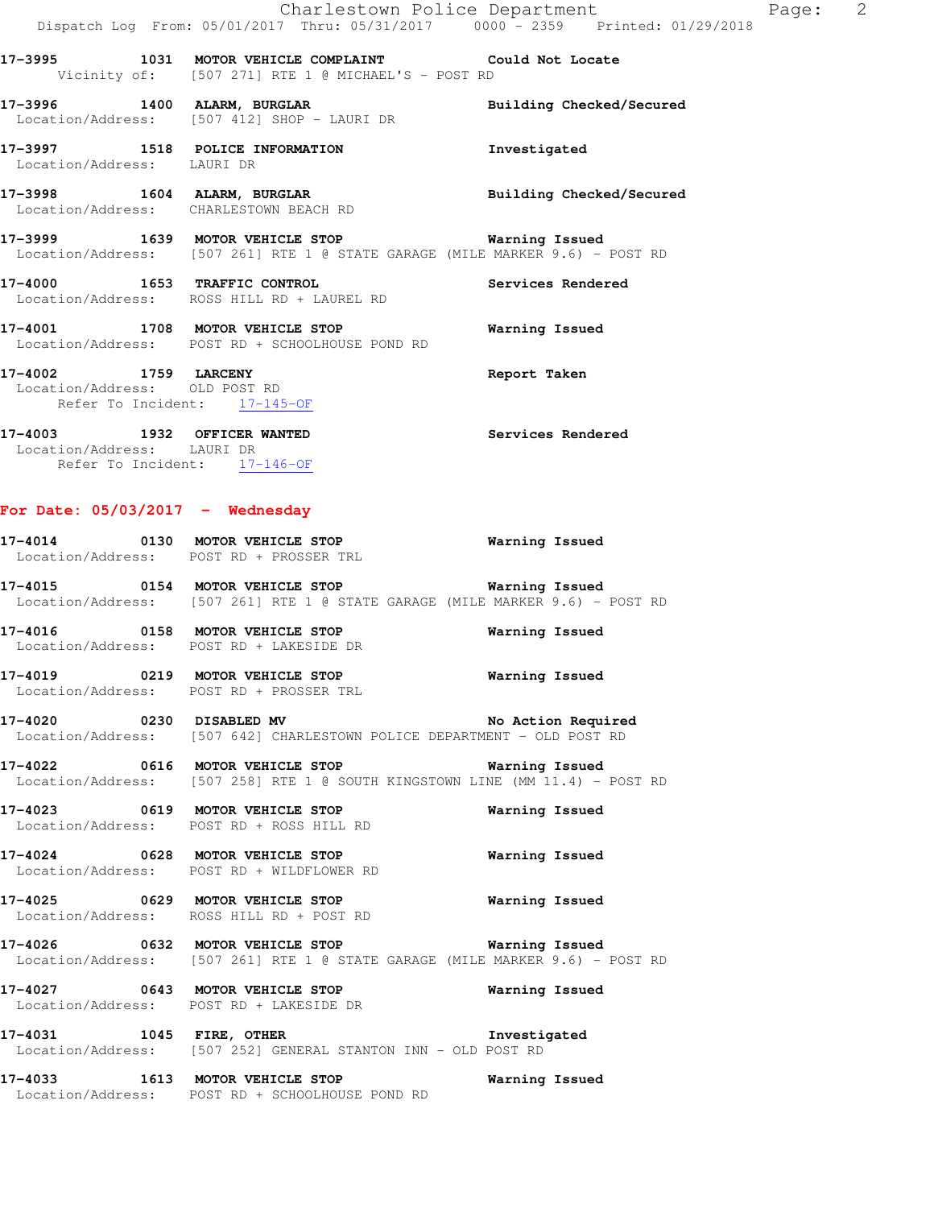**17-3995 1031 MOTOR VEHICLE COMPLAINT** Could Not Locate
Vicinity of: [507 271] RTE 1 @ MICHAEL'S - POST RD

**17-3996 1400 ALARM, BURGLAR** Building Checked/Secured
Location/Address: [507 412] SHOP - LAURI DR

**17-3997 1518 POLICE INFORMATION** Investigated
Location/Address: LAURI DR

**17-3998 1604 ALARM, BURGLAR** Building Checked/Secured
Location/Address: CHARLESTOWN BEACH RD

**17-3999 1639 MOTOR VEHICLE STOP** Warning Issued
Location/Address: [507 261] RTE 1 @ STATE GARAGE (MILE MARKER 9.6) - POST RD

**17-4000 1653 TRAFFIC CONTROL** Services Rendered
Location/Address: ROSS HILL RD + LAUREL RD

**17-4001 1708 MOTOR VEHICLE STOP** Warning Issued
Location/Address: POST RD + SCHOOLHOUSE POND RD

**17-4002 1759 LARCENY** Report Taken
Location/Address: OLD POST RD
Refer To Incident: 17-145-OF

**17-4003 1932 OFFICER WANTED** Services Rendered
Location/Address: LAURI DR
Refer To Incident: 17-146-OF

## For Date: 05/03/2017 - Wednesday

**17-4014 0130 MOTOR VEHICLE STOP** Warning Issued
Location/Address: POST RD + PROSSER TRL

**17-4015 0154 MOTOR VEHICLE STOP** Warning Issued
Location/Address: [507 261] RTE 1 @ STATE GARAGE (MILE MARKER 9.6) - POST RD

**17-4016 0158 MOTOR VEHICLE STOP** Warning Issued
Location/Address: POST RD + LAKESIDE DR

**17-4019 0219 MOTOR VEHICLE STOP** Warning Issued
Location/Address: POST RD + PROSSER TRL

**17-4020 0230 DISABLED MV** No Action Required
Location/Address: [507 642] CHARLESTOWN POLICE DEPARTMENT - OLD POST RD

**17-4022 0616 MOTOR VEHICLE STOP** Warning Issued
Location/Address: [507 258] RTE 1 @ SOUTH KINGSTOWN LINE (MM 11.4) - POST RD

**17-4023 0619 MOTOR VEHICLE STOP** Warning Issued
Location/Address: POST RD + ROSS HILL RD

**17-4024 0628 MOTOR VEHICLE STOP** Warning Issued
Location/Address: POST RD + WILDFLOWER RD

**17-4025 0629 MOTOR VEHICLE STOP** Warning Issued
Location/Address: ROSS HILL RD + POST RD

**17-4026 0632 MOTOR VEHICLE STOP** Warning Issued
Location/Address: [507 261] RTE 1 @ STATE GARAGE (MILE MARKER 9.6) - POST RD

**17-4027 0643 MOTOR VEHICLE STOP** Warning Issued
Location/Address: POST RD + LAKESIDE DR

**17-4031 1045 FIRE, OTHER** Investigated
Location/Address: [507 252] GENERAL STANTON INN - OLD POST RD

**17-4033 1613 MOTOR VEHICLE STOP** Warning Issued
Location/Address: POST RD + SCHOOLHOUSE POND RD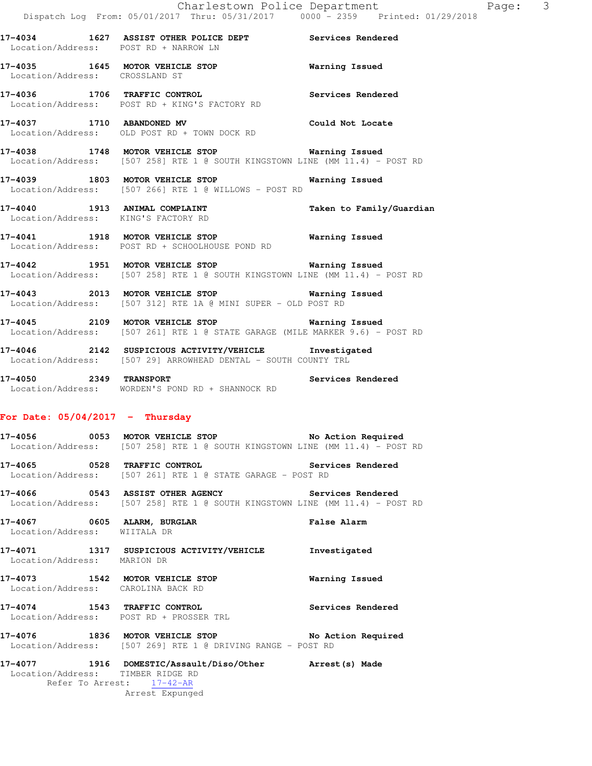17-4034 1627 **ASSIST OTHER POLICE DEPT** **Services Rendered**
Location/Address: POST RD + NARROW LN

17-4035 1645 **MOTOR VEHICLE STOP** **Warning Issued**
Location/Address: CROSSLAND ST

17-4036 1706 **TRAFFIC CONTROL** **Services Rendered**
Location/Address: POST RD + KING'S FACTORY RD

17-4037 1710 **ABANDONED MV** **Could Not Locate**
Location/Address: OLD POST RD + TOWN DOCK RD

17-4038 1748 **MOTOR VEHICLE STOP** **Warning Issued**
Location/Address: [507 258] RTE 1 @ SOUTH KINGSTOWN LINE (MM 11.4) - POST RD

17-4039 1803 **MOTOR VEHICLE STOP** **Warning Issued**
Location/Address: [507 266] RTE 1 @ WILLOWS - POST RD

17-4040 1913 **ANIMAL COMPLAINT** **Taken to Family/Guardian**
Location/Address: KING'S FACTORY RD

17-4041 1918 **MOTOR VEHICLE STOP** **Warning Issued**
Location/Address: POST RD + SCHOOLHOUSE POND RD

17-4042 1951 **MOTOR VEHICLE STOP** **Warning Issued**
Location/Address: [507 258] RTE 1 @ SOUTH KINGSTOWN LINE (MM 11.4) - POST RD

17-4043 2013 **MOTOR VEHICLE STOP** **Warning Issued**
Location/Address: [507 312] RTE 1A @ MINI SUPER - OLD POST RD

17-4045 2109 **MOTOR VEHICLE STOP** **Warning Issued**
Location/Address: [507 261] RTE 1 @ STATE GARAGE (MILE MARKER 9.6) - POST RD

17-4046 2142 **SUSPICIOUS ACTIVITY/VEHICLE** **Investigated**
Location/Address: [507 29] ARROWHEAD DENTAL - SOUTH COUNTY TRL

17-4050 2349 **TRANSPORT** **Services Rendered**
Location/Address: WORDEN'S POND RD + SHANNOCK RD

**For Date: 05/04/2017 - Thursday**

17-4056 0053 **MOTOR VEHICLE STOP** **No Action Required**
Location/Address: [507 258] RTE 1 @ SOUTH KINGSTOWN LINE (MM 11.4) - POST RD

17-4065 0528 **TRAFFIC CONTROL** **Services Rendered**
Location/Address: [507 261] RTE 1 @ STATE GARAGE - POST RD

17-4066 0543 **ASSIST OTHER AGENCY** **Services Rendered**
Location/Address: [507 258] RTE 1 @ SOUTH KINGSTOWN LINE (MM 11.4) - POST RD

17-4067 0605 **ALARM, BURGLAR** **False Alarm**
Location/Address: WIITALA DR

17-4071 1317 **SUSPICIOUS ACTIVITY/VEHICLE** **Investigated**
Location/Address: MARION DR

17-4073 1542 **MOTOR VEHICLE STOP** **Warning Issued**
Location/Address: CAROLINA BACK RD

17-4074 1543 **TRAFFIC CONTROL** **Services Rendered**
Location/Address: POST RD + PROSSER TRL

17-4076 1836 **MOTOR VEHICLE STOP** **No Action Required**
Location/Address: [507 269] RTE 1 @ DRIVING RANGE - POST RD

17-4077 1916 **DOMESTIC/Assault/Diso/Other** **Arrest(s) Made**
Location/Address: TIMBER RIDGE RD
Refer To Arrest: 17-42-AR
Arrest Expunged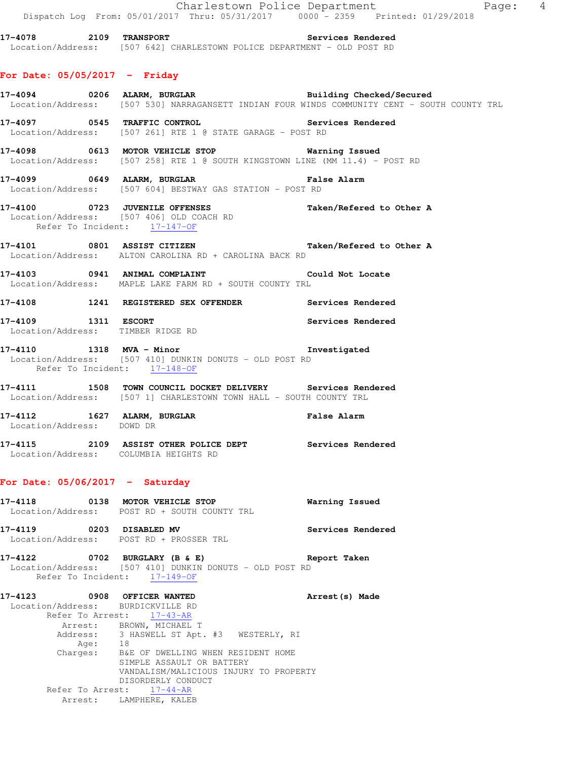**17-4078 2109 TRANSPORT** — **Services Rendered**
Location/Address: [507 642] CHARLESTOWN POLICE DEPARTMENT - OLD POST RD

## For Date: 05/05/2017 - Friday

**17-4094 0206 ALARM, BURGLAR** — **Building Checked/Secured**
Location/Address: [507 530] NARRAGANSETT INDIAN FOUR WINDS COMMUNITY CENT - SOUTH COUNTY TRL

**17-4097 0545 TRAFFIC CONTROL** — **Services Rendered**
Location/Address: [507 261] RTE 1 @ STATE GARAGE - POST RD

**17-4098 0613 MOTOR VEHICLE STOP** — **Warning Issued**
Location/Address: [507 258] RTE 1 @ SOUTH KINGSTOWN LINE (MM 11.4) - POST RD

**17-4099 0649 ALARM, BURGLAR** — **False Alarm**
Location/Address: [507 604] BESTWAY GAS STATION - POST RD

**17-4100 0723 JUVENILE OFFENSES** — **Taken/Refered to Other A**
Location/Address: [507 406] OLD COACH RD
Refer To Incident: 17-147-OF

**17-4101 0801 ASSIST CITIZEN** — **Taken/Refered to Other A**
Location/Address: ALTON CAROLINA RD + CAROLINA BACK RD

**17-4103 0941 ANIMAL COMPLAINT** — **Could Not Locate**
Location/Address: MAPLE LAKE FARM RD + SOUTH COUNTY TRL

**17-4108 1241 REGISTERED SEX OFFENDER** — **Services Rendered**

**17-4109 1311 ESCORT** — **Services Rendered**
Location/Address: TIMBER RIDGE RD

**17-4110 1318 MVA - Minor** — **Investigated**
Location/Address: [507 410] DUNKIN DONUTS - OLD POST RD
Refer To Incident: 17-148-OF

**17-4111 1508 TOWN COUNCIL DOCKET DELIVERY** — **Services Rendered**
Location/Address: [507 1] CHARLESTOWN TOWN HALL - SOUTH COUNTY TRL

**17-4112 1627 ALARM, BURGLAR** — **False Alarm**
Location/Address: DOWD DR

**17-4115 2109 ASSIST OTHER POLICE DEPT** — **Services Rendered**
Location/Address: COLUMBIA HEIGHTS RD

## For Date: 05/06/2017 - Saturday

**17-4118 0138 MOTOR VEHICLE STOP** — **Warning Issued**
Location/Address: POST RD + SOUTH COUNTY TRL

**17-4119 0203 DISABLED MV** — **Services Rendered**
Location/Address: POST RD + PROSSER TRL

**17-4122 0702 BURGLARY (B & E)** — **Report Taken**
Location/Address: [507 410] DUNKIN DONUTS - OLD POST RD
Refer To Incident: 17-149-OF

**17-4123 0908 OFFICER WANTED** — **Arrest(s) Made**
Location/Address: BURDICKVILLE RD
Refer To Arrest: 17-43-AR
Arrest: BROWN, MICHAEL T
Address: 3 HASWELL ST Apt. #3 WESTERLY, RI
Age: 18
Charges: B&E OF DWELLING WHEN RESIDENT HOME
SIMPLE ASSAULT OR BATTERY
VANDALISM/MALICIOUS INJURY TO PROPERTY
DISORDERLY CONDUCT
Refer To Arrest: 17-44-AR
Arrest: LAMPHERE, KALEB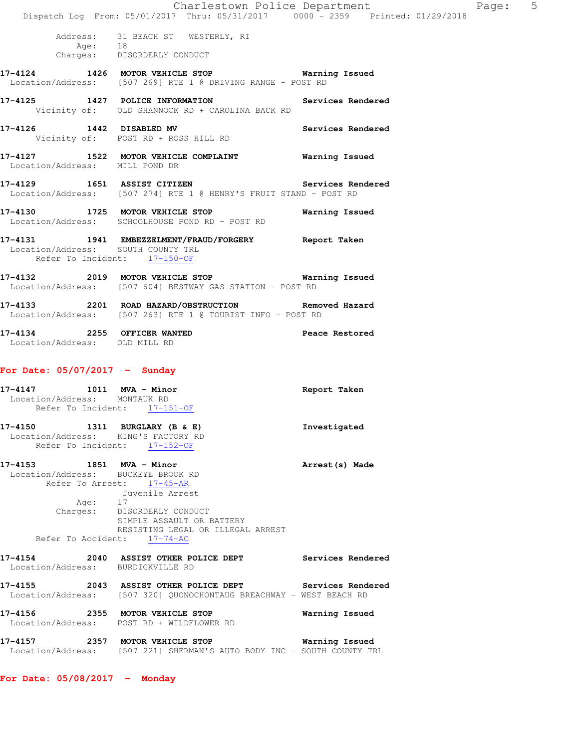Address: 31 BEACH ST WESTERLY, RI
Age: 18
Charges: DISORDERLY CONDUCT

**17-4124 1426 MOTOR VEHICLE STOP** — **Warning Issued**
Location/Address: [507 269] RTE 1 @ DRIVING RANGE - POST RD

**17-4125 1427 POLICE INFORMATION** — **Services Rendered**
Vicinity of: OLD SHANNOCK RD + CAROLINA BACK RD

**17-4126 1442 DISABLED MV** — **Services Rendered**
Vicinity of: POST RD + ROSS HILL RD

**17-4127 1522 MOTOR VEHICLE COMPLAINT** — **Warning Issued**
Location/Address: MILL POND DR

**17-4129 1651 ASSIST CITIZEN** — **Services Rendered**
Location/Address: [507 274] RTE 1 @ HENRY'S FRUIT STAND - POST RD

**17-4130 1725 MOTOR VEHICLE STOP** — **Warning Issued**
Location/Address: SCHOOLHOUSE POND RD - POST RD

**17-4131 1941 EMBEZZELMENT/FRAUD/FORGERY** — **Report Taken**
Location/Address: SOUTH COUNTY TRL
Refer To Incident: 17-150-OF

**17-4132 2019 MOTOR VEHICLE STOP** — **Warning Issued**
Location/Address: [507 604] BESTWAY GAS STATION - POST RD

**17-4133 2201 ROAD HAZARD/OBSTRUCTION** — **Removed Hazard**
Location/Address: [507 263] RTE 1 @ TOURIST INFO - POST RD

**17-4134 2255 OFFICER WANTED** — **Peace Restored**
Location/Address: OLD MILL RD

## For Date: 05/07/2017 - Sunday

**17-4147 1011 MVA - Minor** — **Report Taken**
Location/Address: MONTAUK RD
Refer To Incident: 17-151-OF

**17-4150 1311 BURGLARY (B & E)** — **Investigated**
Location/Address: KING'S FACTORY RD
Refer To Incident: 17-152-OF

**17-4153 1851 MVA - Minor** — **Arrest(s) Made**
Location/Address: BUCKEYE BROOK RD
Refer To Arrest: 17-45-AR
Juvenile Arrest
Age: 17
Charges: DISORDERLY CONDUCT
SIMPLE ASSAULT OR BATTERY
RESISTING LEGAL OR ILLEGAL ARREST
Refer To Accident: 17-74-AC

**17-4154 2040 ASSIST OTHER POLICE DEPT** — **Services Rendered**
Location/Address: BURDICKVILLE RD

**17-4155 2043 ASSIST OTHER POLICE DEPT** — **Services Rendered**
Location/Address: [507 320] QUONOCHONTAUG BREACHWAY - WEST BEACH RD

**17-4156 2355 MOTOR VEHICLE STOP** — **Warning Issued**
Location/Address: POST RD + WILDFLOWER RD

**17-4157 2357 MOTOR VEHICLE STOP** — **Warning Issued**
Location/Address: [507 221] SHERMAN'S AUTO BODY INC - SOUTH COUNTY TRL

## For Date: 05/08/2017 - Monday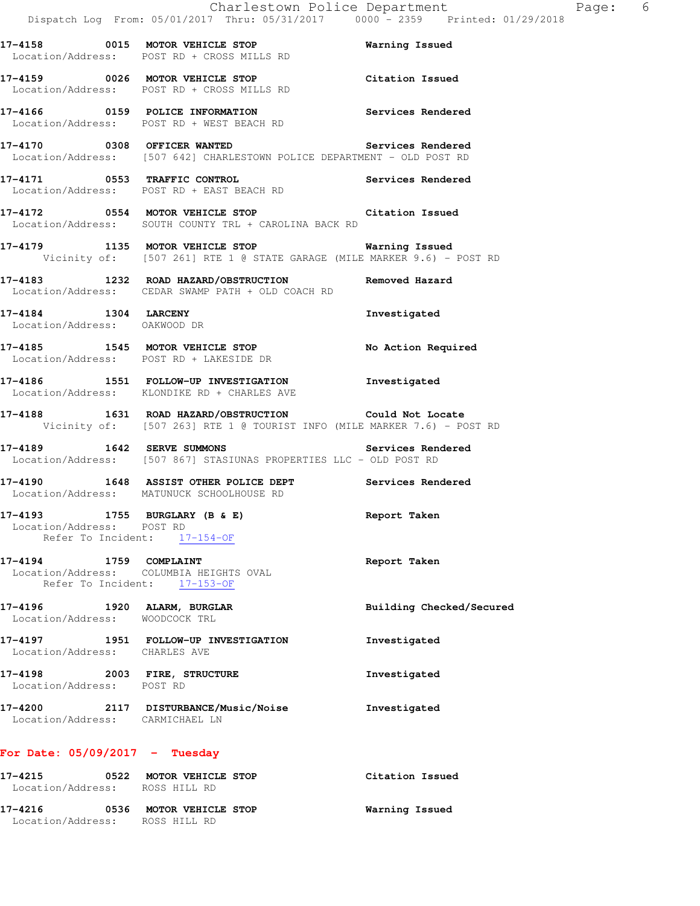17-4158 0015 MOTOR VEHICLE STOP Warning Issued
Location/Address: POST RD + CROSS MILLS RD

17-4159 0026 MOTOR VEHICLE STOP Citation Issued
Location/Address: POST RD + CROSS MILLS RD

17-4166 0159 POLICE INFORMATION Services Rendered
Location/Address: POST RD + WEST BEACH RD

17-4170 0308 OFFICER WANTED Services Rendered
Location/Address: [507 642] CHARLESTOWN POLICE DEPARTMENT - OLD POST RD

17-4171 0553 TRAFFIC CONTROL Services Rendered
Location/Address: POST RD + EAST BEACH RD

17-4172 0554 MOTOR VEHICLE STOP Citation Issued
Location/Address: SOUTH COUNTY TRL + CAROLINA BACK RD

17-4179 1135 MOTOR VEHICLE STOP Warning Issued
Vicinity of: [507 261] RTE 1 @ STATE GARAGE (MILE MARKER 9.6) - POST RD

17-4183 1232 ROAD HAZARD/OBSTRUCTION Removed Hazard
Location/Address: CEDAR SWAMP PATH + OLD COACH RD

17-4184 1304 LARCENY Investigated
Location/Address: OAKWOOD DR

17-4185 1545 MOTOR VEHICLE STOP No Action Required
Location/Address: POST RD + LAKESIDE DR

17-4186 1551 FOLLOW-UP INVESTIGATION Investigated
Location/Address: KLONDIKE RD + CHARLES AVE

17-4188 1631 ROAD HAZARD/OBSTRUCTION Could Not Locate
Vicinity of: [507 263] RTE 1 @ TOURIST INFO (MILE MARKER 7.6) - POST RD

17-4189 1642 SERVE SUMMONS Services Rendered
Location/Address: [507 867] STASIUNAS PROPERTIES LLC - OLD POST RD

17-4190 1648 ASSIST OTHER POLICE DEPT Services Rendered
Location/Address: MATUNUCK SCHOOLHOUSE RD

17-4193 1755 BURGLARY (B & E) Report Taken
Location/Address: POST RD
Refer To Incident: 17-154-OF

17-4194 1759 COMPLAINT Report Taken
Location/Address: COLUMBIA HEIGHTS OVAL
Refer To Incident: 17-153-OF

17-4196 1920 ALARM, BURGLAR Building Checked/Secured
Location/Address: WOODCOCK TRL

17-4197 1951 FOLLOW-UP INVESTIGATION Investigated
Location/Address: CHARLES AVE

17-4198 2003 FIRE, STRUCTURE Investigated
Location/Address: POST RD

17-4200 2117 DISTURBANCE/Music/Noise Investigated
Location/Address: CARMICHAEL LN

## For Date: 05/09/2017 - Tuesday

17-4215 0522 MOTOR VEHICLE STOP Citation Issued
Location/Address: ROSS HILL RD

17-4216 0536 MOTOR VEHICLE STOP Warning Issued
Location/Address: ROSS HILL RD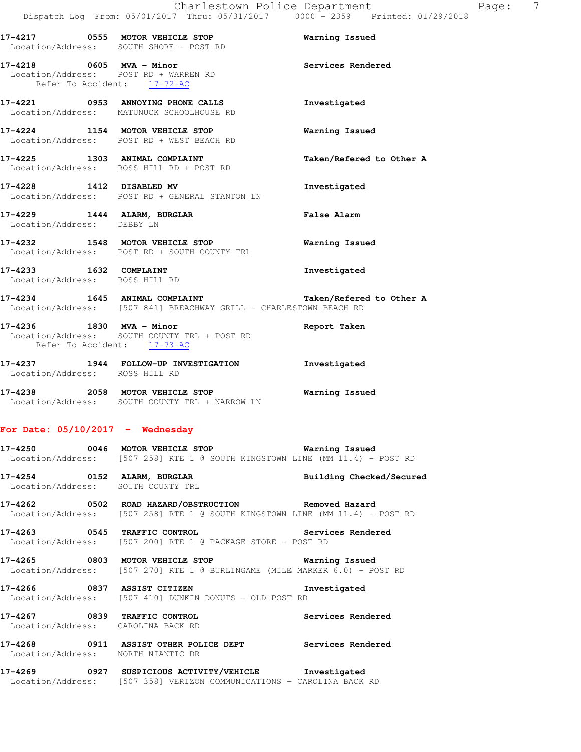**17-4217 0555 MOTOR VEHICLE STOP** Warning Issued
Location/Address: SOUTH SHORE - POST RD

**17-4218 0605 MVA - Minor** Services Rendered
Location/Address: POST RD + WARREN RD
Refer To Accident: 17-72-AC

**17-4221 0953 ANNOYING PHONE CALLS** Investigated
Location/Address: MATUNUCK SCHOOLHOUSE RD

**17-4224 1154 MOTOR VEHICLE STOP** Warning Issued
Location/Address: POST RD + WEST BEACH RD

**17-4225 1303 ANIMAL COMPLAINT** Taken/Refered to Other A
Location/Address: ROSS HILL RD + POST RD

**17-4228 1412 DISABLED MV** Investigated
Location/Address: POST RD + GENERAL STANTON LN

**17-4229 1444 ALARM, BURGLAR** False Alarm
Location/Address: DEBBY LN

**17-4232 1548 MOTOR VEHICLE STOP** Warning Issued
Location/Address: POST RD + SOUTH COUNTY TRL

**17-4233 1632 COMPLAINT** Investigated
Location/Address: ROSS HILL RD

**17-4234 1645 ANIMAL COMPLAINT** Taken/Refered to Other A
Location/Address: [507 841] BREACHWAY GRILL - CHARLESTOWN BEACH RD

**17-4236 1830 MVA - Minor** Report Taken
Location/Address: SOUTH COUNTY TRL + POST RD
Refer To Accident: 17-73-AC

**17-4237 1944 FOLLOW-UP INVESTIGATION** Investigated
Location/Address: ROSS HILL RD

**17-4238 2058 MOTOR VEHICLE STOP** Warning Issued
Location/Address: SOUTH COUNTY TRL + NARROW LN

## For Date: 05/10/2017 - Wednesday

**17-4250 0046 MOTOR VEHICLE STOP** Warning Issued
Location/Address: [507 258] RTE 1 @ SOUTH KINGSTOWN LINE (MM 11.4) - POST RD

**17-4254 0152 ALARM, BURGLAR** Building Checked/Secured
Location/Address: SOUTH COUNTY TRL

**17-4262 0502 ROAD HAZARD/OBSTRUCTION** Removed Hazard
Location/Address: [507 258] RTE 1 @ SOUTH KINGSTOWN LINE (MM 11.4) - POST RD

**17-4263 0545 TRAFFIC CONTROL** Services Rendered
Location/Address: [507 200] RTE 1 @ PACKAGE STORE - POST RD

**17-4265 0803 MOTOR VEHICLE STOP** Warning Issued
Location/Address: [507 270] RTE 1 @ BURLINGAME (MILE MARKER 6.0) - POST RD

**17-4266 0837 ASSIST CITIZEN** Investigated
Location/Address: [507 410] DUNKIN DONUTS - OLD POST RD

**17-4267 0839 TRAFFIC CONTROL** Services Rendered
Location/Address: CAROLINA BACK RD

**17-4268 0911 ASSIST OTHER POLICE DEPT** Services Rendered
Location/Address: NORTH NIANTIC DR

**17-4269 0927 SUSPICIOUS ACTIVITY/VEHICLE** Investigated
Location/Address: [507 358] VERIZON COMMUNICATIONS - CAROLINA BACK RD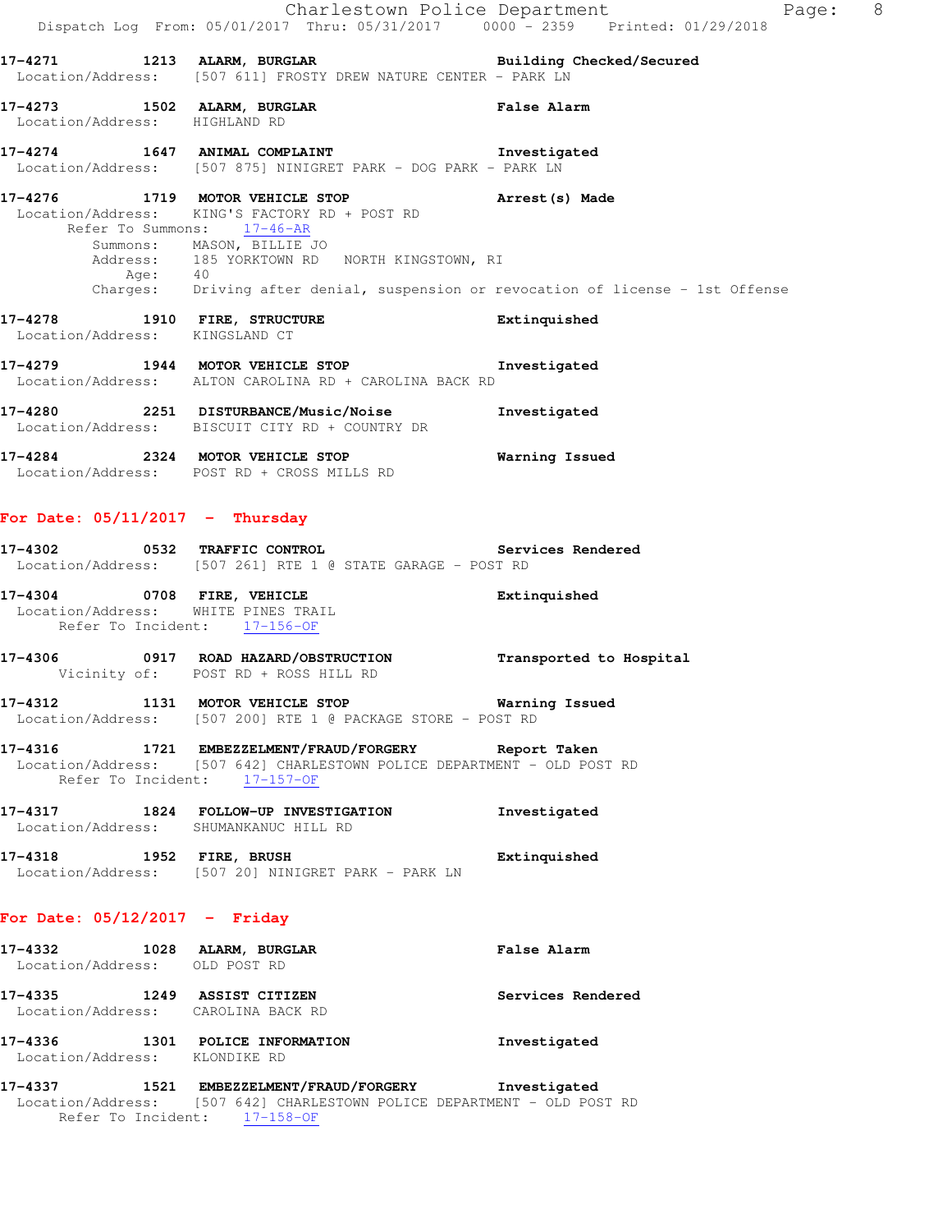17-4271 1213 **ALARM, BURGLAR** Building Checked/Secured
Location/Address: [507 611] FROSTY DREW NATURE CENTER - PARK LN

17-4273 1502 **ALARM, BURGLAR** False Alarm
Location/Address: HIGHLAND RD

17-4274 1647 **ANIMAL COMPLAINT** Investigated
Location/Address: [507 875] NINIGRET PARK - DOG PARK - PARK LN

17-4276 1719 **MOTOR VEHICLE STOP** Arrest(s) Made
Location/Address: KING'S FACTORY RD + POST RD
Refer To Summons: 17-46-AR
Summons: MASON, BILLIE JO
Address: 185 YORKTOWN RD NORTH KINGSTOWN, RI
Age: 40
Charges: Driving after denial, suspension or revocation of license - 1st Offense

17-4278 1910 **FIRE, STRUCTURE** Extinquished
Location/Address: KINGSLAND CT

17-4279 1944 **MOTOR VEHICLE STOP** Investigated
Location/Address: ALTON CAROLINA RD + CAROLINA BACK RD

17-4280 2251 **DISTURBANCE/Music/Noise** Investigated
Location/Address: BISCUIT CITY RD + COUNTRY DR

17-4284 2324 **MOTOR VEHICLE STOP** Warning Issued
Location/Address: POST RD + CROSS MILLS RD

## For Date: 05/11/2017 - Thursday

17-4302 0532 **TRAFFIC CONTROL** Services Rendered
Location/Address: [507 261] RTE 1 @ STATE GARAGE - POST RD

17-4304 0708 **FIRE, VEHICLE** Extinquished
Location/Address: WHITE PINES TRAIL
Refer To Incident: 17-156-OF

17-4306 0917 **ROAD HAZARD/OBSTRUCTION** Transported to Hospital
Vicinity of: POST RD + ROSS HILL RD

17-4312 1131 **MOTOR VEHICLE STOP** Warning Issued
Location/Address: [507 200] RTE 1 @ PACKAGE STORE - POST RD

17-4316 1721 **EMBEZZELMENT/FRAUD/FORGERY** Report Taken
Location/Address: [507 642] CHARLESTOWN POLICE DEPARTMENT - OLD POST RD
Refer To Incident: 17-157-OF

17-4317 1824 **FOLLOW-UP INVESTIGATION** Investigated
Location/Address: SHUMANKANUC HILL RD

17-4318 1952 **FIRE, BRUSH** Extinquished
Location/Address: [507 20] NINIGRET PARK - PARK LN

## For Date: 05/12/2017 - Friday

17-4332 1028 **ALARM, BURGLAR** False Alarm
Location/Address: OLD POST RD

17-4335 1249 **ASSIST CITIZEN** Services Rendered
Location/Address: CAROLINA BACK RD

17-4336 1301 **POLICE INFORMATION** Investigated
Location/Address: KLONDIKE RD

17-4337 1521 **EMBEZZELMENT/FRAUD/FORGERY** Investigated
Location/Address: [507 642] CHARLESTOWN POLICE DEPARTMENT - OLD POST RD
Refer To Incident: 17-158-OF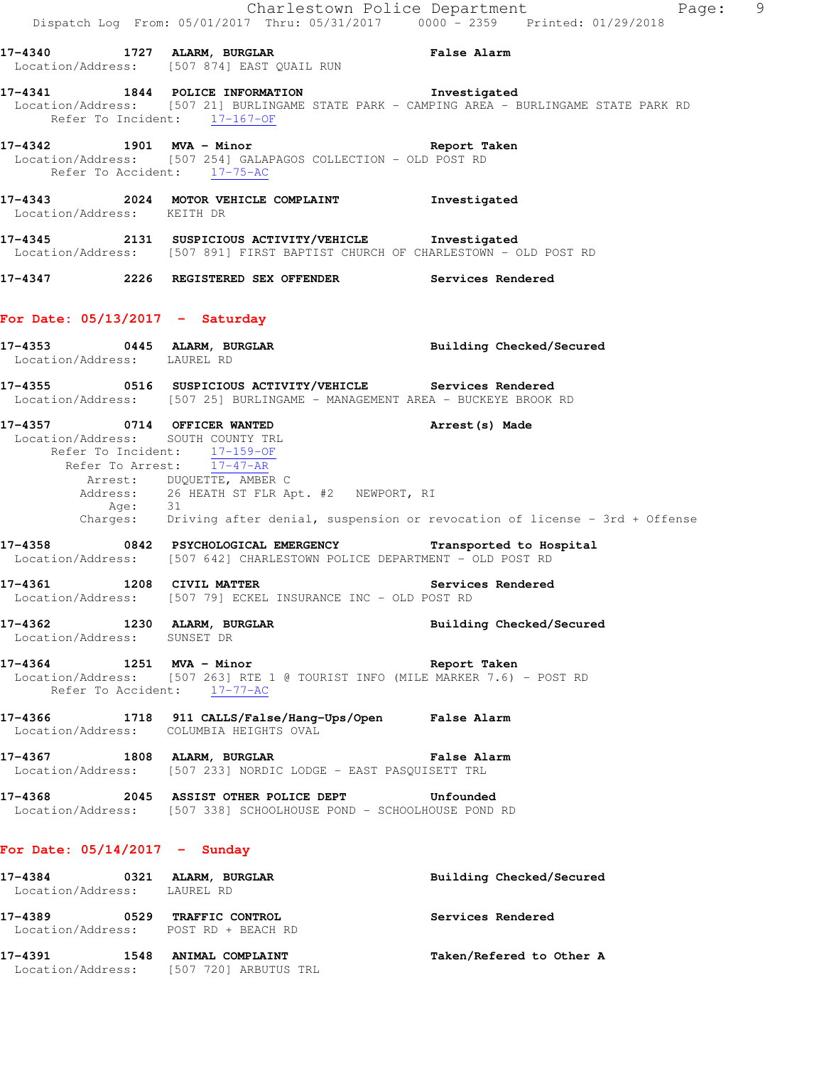17-4340 1727 **ALARM, BURGLAR** **False Alarm**
Location/Address: [507 874] EAST QUAIL RUN

17-4341 1844 **POLICE INFORMATION** **Investigated**
Location/Address: [507 21] BURLINGAME STATE PARK - CAMPING AREA - BURLINGAME STATE PARK RD
Refer To Incident: 17-167-OF

17-4342 1901 **MVA - Minor** **Report Taken**
Location/Address: [507 254] GALAPAGOS COLLECTION - OLD POST RD
Refer To Accident: 17-75-AC

17-4343 2024 **MOTOR VEHICLE COMPLAINT** **Investigated**
Location/Address: KEITH DR

17-4345 2131 **SUSPICIOUS ACTIVITY/VEHICLE** **Investigated**
Location/Address: [507 891] FIRST BAPTIST CHURCH OF CHARLESTOWN - OLD POST RD

17-4347 2226 **REGISTERED SEX OFFENDER** **Services Rendered**

## For Date: 05/13/2017 - Saturday

17-4353 0445 **ALARM, BURGLAR** **Building Checked/Secured**
Location/Address: LAUREL RD

17-4355 0516 **SUSPICIOUS ACTIVITY/VEHICLE** **Services Rendered**
Location/Address: [507 25] BURLINGAME - MANAGEMENT AREA - BUCKEYE BROOK RD

17-4357 0714 **OFFICER WANTED** **Arrest(s) Made**
Location/Address: SOUTH COUNTY TRL
Refer To Incident: 17-159-OF
Refer To Arrest: 17-47-AR
Arrest: DUQUETTE, AMBER C
Address: 26 HEATH ST FLR Apt. #2 NEWPORT, RI
Age: 31
Charges: Driving after denial, suspension or revocation of license - 3rd + Offense

17-4358 0842 **PSYCHOLOGICAL EMERGENCY** **Transported to Hospital**
Location/Address: [507 642] CHARLESTOWN POLICE DEPARTMENT - OLD POST RD

17-4361 1208 **CIVIL MATTER** **Services Rendered**
Location/Address: [507 79] ECKEL INSURANCE INC - OLD POST RD

17-4362 1230 **ALARM, BURGLAR** **Building Checked/Secured**
Location/Address: SUNSET DR

17-4364 1251 **MVA - Minor** **Report Taken**
Location/Address: [507 263] RTE 1 @ TOURIST INFO (MILE MARKER 7.6) - POST RD
Refer To Accident: 17-77-AC

17-4366 1718 **911 CALLS/False/Hang-Ups/Open** **False Alarm**
Location/Address: COLUMBIA HEIGHTS OVAL

17-4367 1808 **ALARM, BURGLAR** **False Alarm**
Location/Address: [507 233] NORDIC LODGE - EAST PASQUISETT TRL

17-4368 2045 **ASSIST OTHER POLICE DEPT** **Unfounded**
Location/Address: [507 338] SCHOOLHOUSE POND - SCHOOLHOUSE POND RD

## For Date: 05/14/2017 - Sunday

17-4384 0321 **ALARM, BURGLAR** **Building Checked/Secured**
Location/Address: LAUREL RD

17-4389 0529 **TRAFFIC CONTROL** **Services Rendered**
Location/Address: POST RD + BEACH RD

17-4391 1548 **ANIMAL COMPLAINT** **Taken/Refered to Other A**
Location/Address: [507 720] ARBUTUS TRL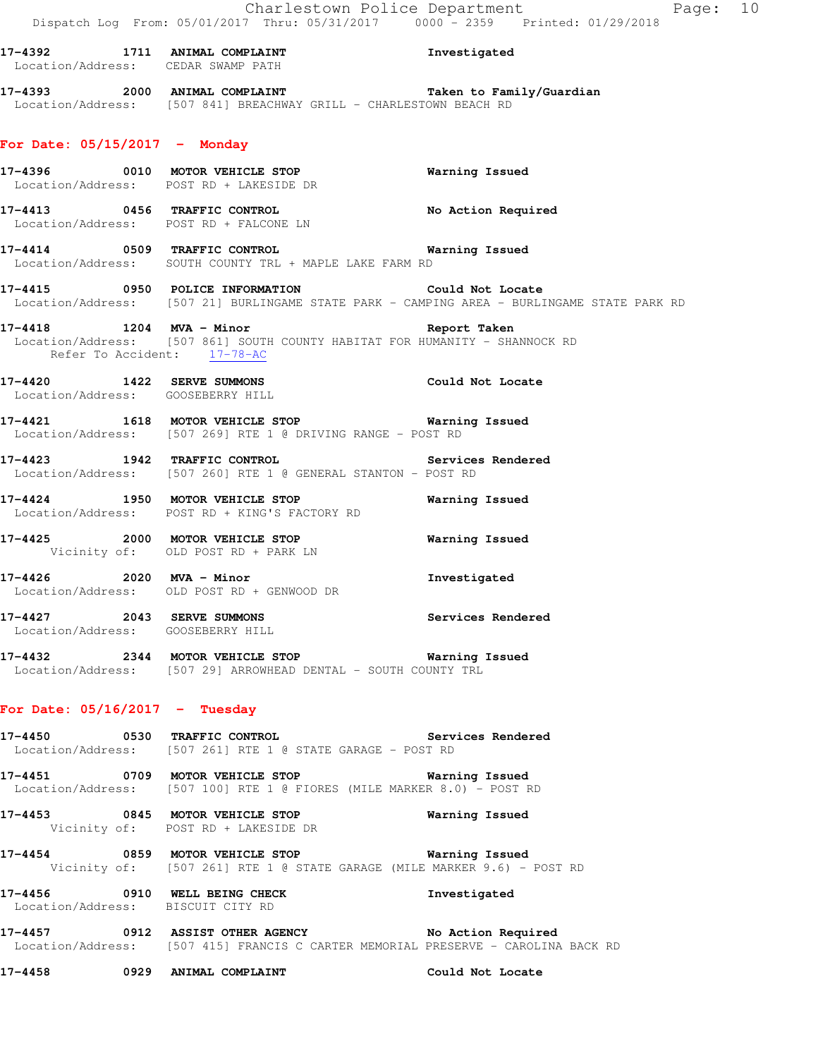17-4392 1711 **ANIMAL COMPLAINT** Investigated
Location/Address: CEDAR SWAMP PATH

17-4393 2000 **ANIMAL COMPLAINT** Taken to Family/Guardian
Location/Address: [507 841] BREACHWAY GRILL - CHARLESTOWN BEACH RD

## For Date: 05/15/2017 - Monday

17-4396 0010 **MOTOR VEHICLE STOP** Warning Issued
Location/Address: POST RD + LAKESIDE DR

17-4413 0456 **TRAFFIC CONTROL** No Action Required
Location/Address: POST RD + FALCONE LN

17-4414 0509 **TRAFFIC CONTROL** Warning Issued
Location/Address: SOUTH COUNTY TRL + MAPLE LAKE FARM RD

17-4415 0950 **POLICE INFORMATION** Could Not Locate
Location/Address: [507 21] BURLINGAME STATE PARK - CAMPING AREA - BURLINGAME STATE PARK RD

17-4418 1204 **MVA - Minor** Report Taken
Location/Address: [507 861] SOUTH COUNTY HABITAT FOR HUMANITY - SHANNOCK RD
Refer To Accident: 17-78-AC

17-4420 1422 **SERVE SUMMONS** Could Not Locate
Location/Address: GOOSEBERRY HILL

17-4421 1618 **MOTOR VEHICLE STOP** Warning Issued
Location/Address: [507 269] RTE 1 @ DRIVING RANGE - POST RD

17-4423 1942 **TRAFFIC CONTROL** Services Rendered
Location/Address: [507 260] RTE 1 @ GENERAL STANTON - POST RD

17-4424 1950 **MOTOR VEHICLE STOP** Warning Issued
Location/Address: POST RD + KING'S FACTORY RD

17-4425 2000 **MOTOR VEHICLE STOP** Warning Issued
Vicinity of: OLD POST RD + PARK LN

17-4426 2020 **MVA - Minor** Investigated
Location/Address: OLD POST RD + GENWOOD DR

17-4427 2043 **SERVE SUMMONS** Services Rendered
Location/Address: GOOSEBERRY HILL

17-4432 2344 **MOTOR VEHICLE STOP** Warning Issued
Location/Address: [507 29] ARROWHEAD DENTAL - SOUTH COUNTY TRL

## For Date: 05/16/2017 - Tuesday

17-4450 0530 **TRAFFIC CONTROL** Services Rendered
Location/Address: [507 261] RTE 1 @ STATE GARAGE - POST RD

17-4451 0709 **MOTOR VEHICLE STOP** Warning Issued
Location/Address: [507 100] RTE 1 @ FIORES (MILE MARKER 8.0) - POST RD

17-4453 0845 **MOTOR VEHICLE STOP** Warning Issued
Vicinity of: POST RD + LAKESIDE DR

17-4454 0859 **MOTOR VEHICLE STOP** Warning Issued
Vicinity of: [507 261] RTE 1 @ STATE GARAGE (MILE MARKER 9.6) - POST RD

17-4456 0910 **WELL BEING CHECK** Investigated
Location/Address: BISCUIT CITY RD

17-4457 0912 **ASSIST OTHER AGENCY** No Action Required
Location/Address: [507 415] FRANCIS C CARTER MEMORIAL PRESERVE - CAROLINA BACK RD

17-4458 0929 **ANIMAL COMPLAINT** Could Not Locate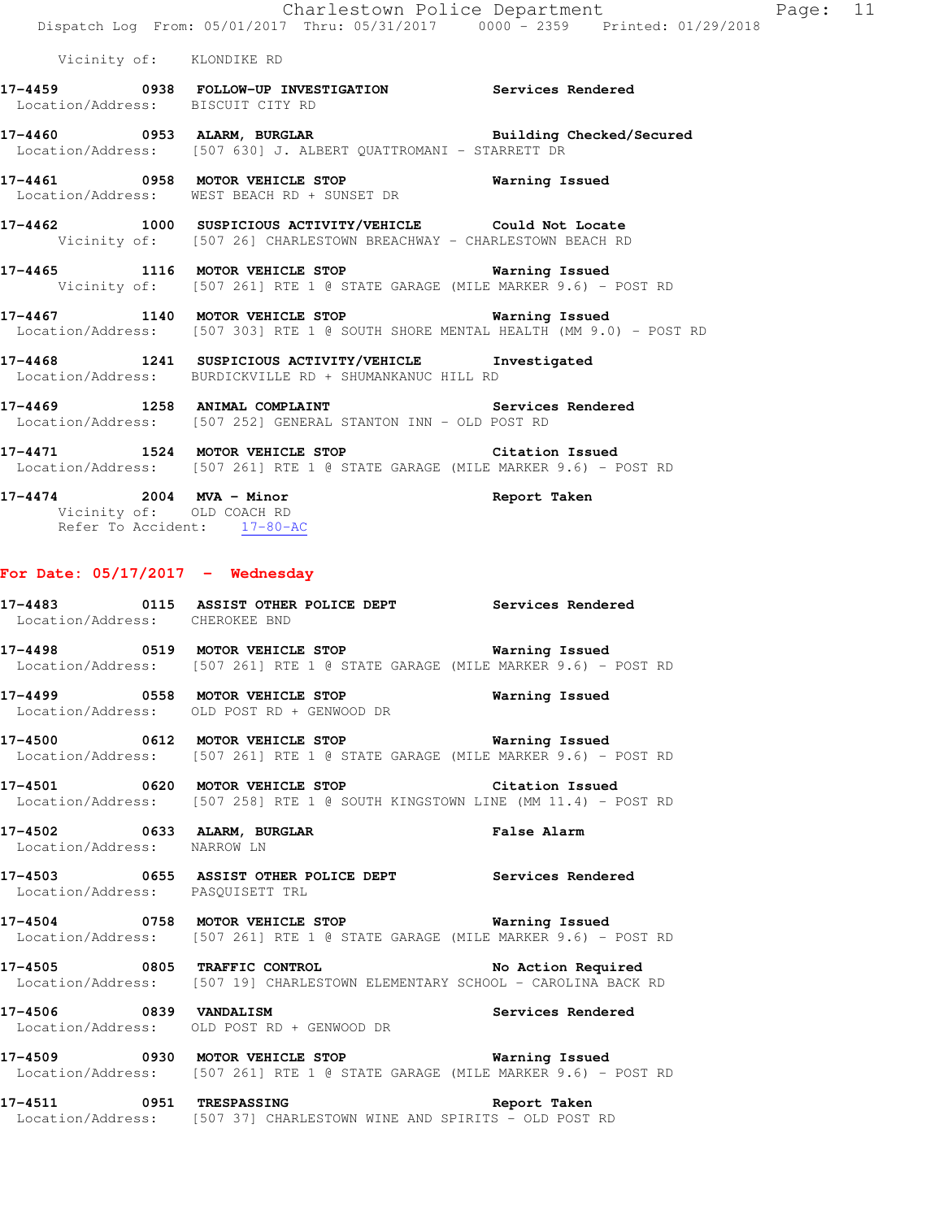Vicinity of: KLONDIKE RD

**17-4459 0938 FOLLOW-UP INVESTIGATION** Services Rendered
Location/Address: BISCUIT CITY RD

**17-4460 0953 ALARM, BURGLAR** Building Checked/Secured
Location/Address: [507 630] J. ALBERT QUATTROMANI - STARRETT DR

**17-4461 0958 MOTOR VEHICLE STOP** Warning Issued
Location/Address: WEST BEACH RD + SUNSET DR

**17-4462 1000 SUSPICIOUS ACTIVITY/VEHICLE** Could Not Locate
Vicinity of: [507 26] CHARLESTOWN BREACHWAY - CHARLESTOWN BEACH RD

**17-4465 1116 MOTOR VEHICLE STOP** Warning Issued
Vicinity of: [507 261] RTE 1 @ STATE GARAGE (MILE MARKER 9.6) - POST RD

**17-4467 1140 MOTOR VEHICLE STOP** Warning Issued
Location/Address: [507 303] RTE 1 @ SOUTH SHORE MENTAL HEALTH (MM 9.0) - POST RD

**17-4468 1241 SUSPICIOUS ACTIVITY/VEHICLE** Investigated
Location/Address: BURDICKVILLE RD + SHUMANKANUC HILL RD

**17-4469 1258 ANIMAL COMPLAINT** Services Rendered
Location/Address: [507 252] GENERAL STANTON INN - OLD POST RD

**17-4471 1524 MOTOR VEHICLE STOP** Citation Issued
Location/Address: [507 261] RTE 1 @ STATE GARAGE (MILE MARKER 9.6) - POST RD

**17-4474 2004 MVA - Minor** Report Taken
Vicinity of: OLD COACH RD
Refer To Accident: 17-80-AC

## For Date: 05/17/2017 - Wednesday

**17-4483 0115 ASSIST OTHER POLICE DEPT** Services Rendered
Location/Address: CHEROKEE BND

**17-4498 0519 MOTOR VEHICLE STOP** Warning Issued
Location/Address: [507 261] RTE 1 @ STATE GARAGE (MILE MARKER 9.6) - POST RD

**17-4499 0558 MOTOR VEHICLE STOP** Warning Issued
Location/Address: OLD POST RD + GENWOOD DR

**17-4500 0612 MOTOR VEHICLE STOP** Warning Issued
Location/Address: [507 261] RTE 1 @ STATE GARAGE (MILE MARKER 9.6) - POST RD

**17-4501 0620 MOTOR VEHICLE STOP** Citation Issued
Location/Address: [507 258] RTE 1 @ SOUTH KINGSTOWN LINE (MM 11.4) - POST RD

**17-4502 0633 ALARM, BURGLAR** False Alarm
Location/Address: NARROW LN

**17-4503 0655 ASSIST OTHER POLICE DEPT** Services Rendered
Location/Address: PASQUISETT TRL

**17-4504 0758 MOTOR VEHICLE STOP** Warning Issued
Location/Address: [507 261] RTE 1 @ STATE GARAGE (MILE MARKER 9.6) - POST RD

**17-4505 0805 TRAFFIC CONTROL** No Action Required
Location/Address: [507 19] CHARLESTOWN ELEMENTARY SCHOOL - CAROLINA BACK RD

**17-4506 0839 VANDALISM** Services Rendered
Location/Address: OLD POST RD + GENWOOD DR

**17-4509 0930 MOTOR VEHICLE STOP** Warning Issued
Location/Address: [507 261] RTE 1 @ STATE GARAGE (MILE MARKER 9.6) - POST RD

**17-4511 0951 TRESPASSING** Report Taken
Location/Address: [507 37] CHARLESTOWN WINE AND SPIRITS - OLD POST RD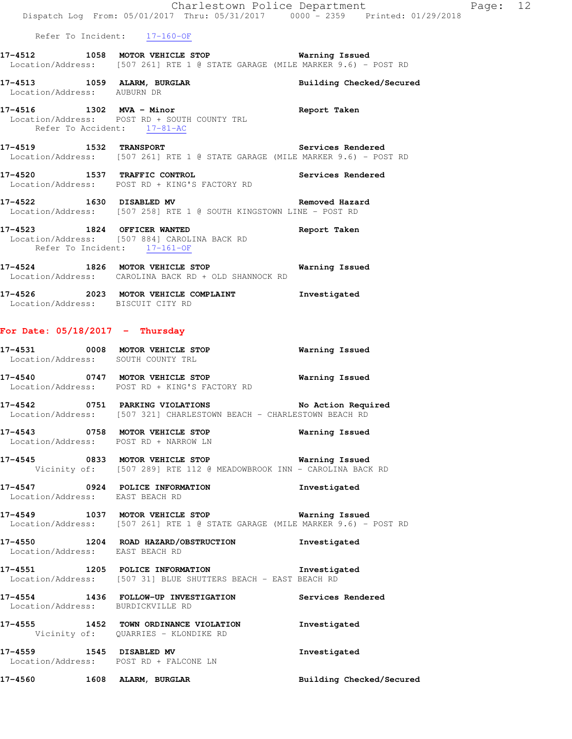Refer To Incident: 17-160-OF

**17-4512** 1058 **MOTOR VEHICLE STOP** **Warning Issued**
Location/Address: [507 261] RTE 1 @ STATE GARAGE (MILE MARKER 9.6) - POST RD

**17-4513** 1059 **ALARM, BURGLAR** **Building Checked/Secured**
Location/Address: AUBURN DR

**17-4516** 1302 **MVA - Minor** **Report Taken**
Location/Address: POST RD + SOUTH COUNTY TRL
Refer To Accident: 17-81-AC

**17-4519** 1532 **TRANSPORT** **Services Rendered**
Location/Address: [507 261] RTE 1 @ STATE GARAGE (MILE MARKER 9.6) - POST RD

**17-4520** 1537 **TRAFFIC CONTROL** **Services Rendered**
Location/Address: POST RD + KING'S FACTORY RD

**17-4522** 1630 **DISABLED MV** **Removed Hazard**
Location/Address: [507 258] RTE 1 @ SOUTH KINGSTOWN LINE - POST RD

**17-4523** 1824 **OFFICER WANTED** **Report Taken**
Location/Address: [507 884] CAROLINA BACK RD
Refer To Incident: 17-161-OF

**17-4524** 1826 **MOTOR VEHICLE STOP** **Warning Issued**
Location/Address: CAROLINA BACK RD + OLD SHANNOCK RD

**17-4526** 2023 **MOTOR VEHICLE COMPLAINT** **Investigated**
Location/Address: BISCUIT CITY RD

## For Date: 05/18/2017 - Thursday

**17-4531** 0008 **MOTOR VEHICLE STOP** **Warning Issued**
Location/Address: SOUTH COUNTY TRL

**17-4540** 0747 **MOTOR VEHICLE STOP** **Warning Issued**
Location/Address: POST RD + KING'S FACTORY RD

**17-4542** 0751 **PARKING VIOLATIONS** **No Action Required**
Location/Address: [507 321] CHARLESTOWN BEACH - CHARLESTOWN BEACH RD

**17-4543** 0758 **MOTOR VEHICLE STOP** **Warning Issued**
Location/Address: POST RD + NARROW LN

**17-4545** 0833 **MOTOR VEHICLE STOP** **Warning Issued**
Vicinity of: [507 289] RTE 112 @ MEADOWBROOK INN - CAROLINA BACK RD

**17-4547** 0924 **POLICE INFORMATION** **Investigated**
Location/Address: EAST BEACH RD

**17-4549** 1037 **MOTOR VEHICLE STOP** **Warning Issued**
Location/Address: [507 261] RTE 1 @ STATE GARAGE (MILE MARKER 9.6) - POST RD

**17-4550** 1204 **ROAD HAZARD/OBSTRUCTION** **Investigated**
Location/Address: EAST BEACH RD

**17-4551** 1205 **POLICE INFORMATION** **Investigated**
Location/Address: [507 31] BLUE SHUTTERS BEACH - EAST BEACH RD

**17-4554** 1436 **FOLLOW-UP INVESTIGATION** **Services Rendered**
Location/Address: BURDICKVILLE RD

**17-4555** 1452 **TOWN ORDINANCE VIOLATION** **Investigated**
Vicinity of: QUARRIES - KLONDIKE RD

**17-4559** 1545 **DISABLED MV** **Investigated**
Location/Address: POST RD + FALCONE LN

**17-4560** 1608 **ALARM, BURGLAR** **Building Checked/Secured**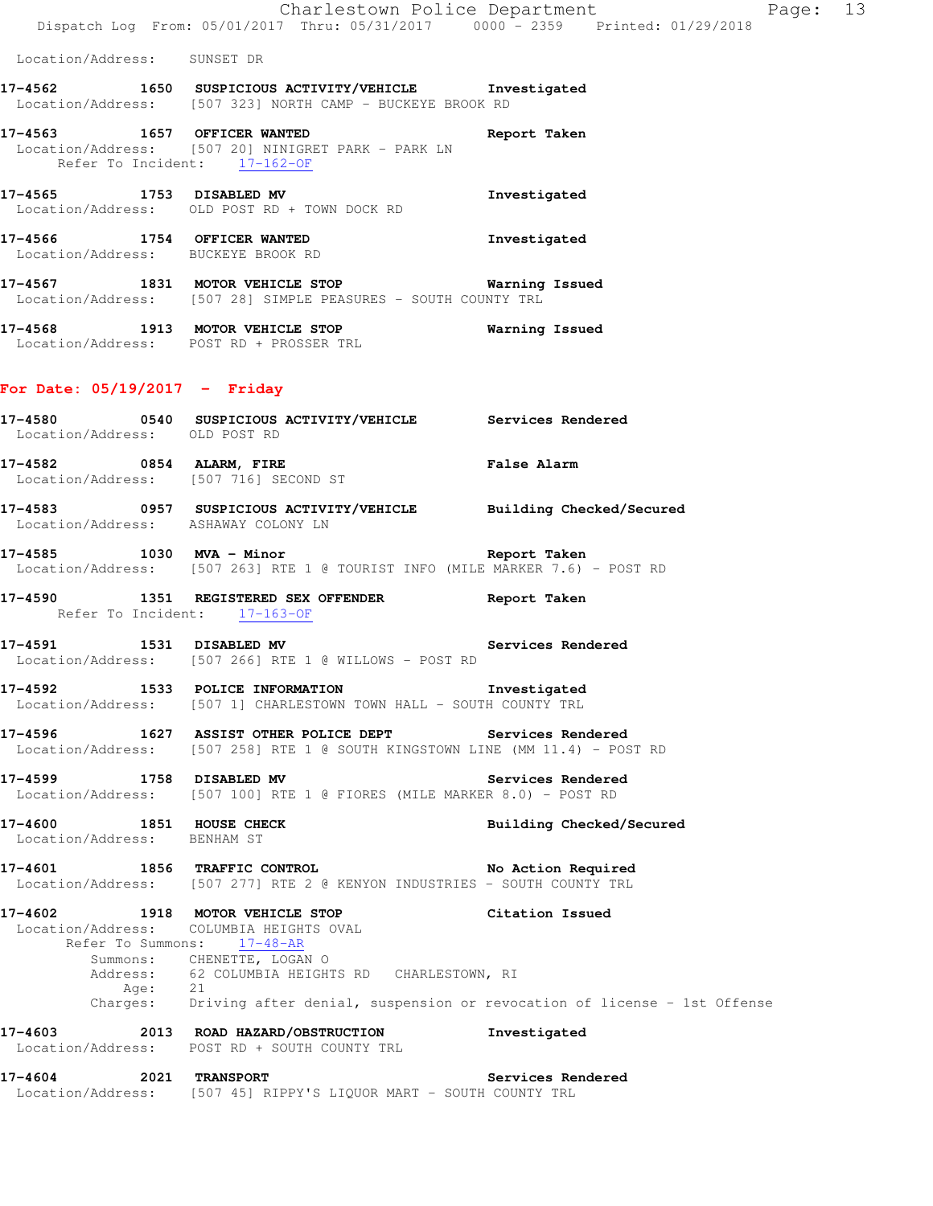Location/Address: SUNSET DR

**17-4562 1650 SUSPICIOUS ACTIVITY/VEHICLE Investigated**
Location/Address: [507 323] NORTH CAMP - BUCKEYE BROOK RD

**17-4563 1657 OFFICER WANTED Report Taken**
Location/Address: [507 20] NINIGRET PARK - PARK LN
Refer To Incident: 17-162-OF

**17-4565 1753 DISABLED MV Investigated**
Location/Address: OLD POST RD + TOWN DOCK RD

**17-4566 1754 OFFICER WANTED Investigated**
Location/Address: BUCKEYE BROOK RD

**17-4567 1831 MOTOR VEHICLE STOP Warning Issued**
Location/Address: [507 28] SIMPLE PEASURES - SOUTH COUNTY TRL

**17-4568 1913 MOTOR VEHICLE STOP Warning Issued**
Location/Address: POST RD + PROSSER TRL

## For Date: 05/19/2017 - Friday

**17-4580 0540 SUSPICIOUS ACTIVITY/VEHICLE Services Rendered**
Location/Address: OLD POST RD

**17-4582 0854 ALARM, FIRE False Alarm**
Location/Address: [507 716] SECOND ST

**17-4583 0957 SUSPICIOUS ACTIVITY/VEHICLE Building Checked/Secured**
Location/Address: ASHAWAY COLONY LN

**17-4585 1030 MVA - Minor Report Taken**
Location/Address: [507 263] RTE 1 @ TOURIST INFO (MILE MARKER 7.6) - POST RD

**17-4590 1351 REGISTERED SEX OFFENDER Report Taken**
Refer To Incident: 17-163-OF

**17-4591 1531 DISABLED MV Services Rendered**
Location/Address: [507 266] RTE 1 @ WILLOWS - POST RD

**17-4592 1533 POLICE INFORMATION Investigated**
Location/Address: [507 1] CHARLESTOWN TOWN HALL - SOUTH COUNTY TRL

**17-4596 1627 ASSIST OTHER POLICE DEPT Services Rendered**
Location/Address: [507 258] RTE 1 @ SOUTH KINGSTOWN LINE (MM 11.4) - POST RD

**17-4599 1758 DISABLED MV Services Rendered**
Location/Address: [507 100] RTE 1 @ FIORES (MILE MARKER 8.0) - POST RD

**17-4600 1851 HOUSE CHECK Building Checked/Secured**
Location/Address: BENHAM ST

**17-4601 1856 TRAFFIC CONTROL No Action Required**
Location/Address: [507 277] RTE 2 @ KENYON INDUSTRIES - SOUTH COUNTY TRL

**17-4602 1918 MOTOR VEHICLE STOP Citation Issued**
Location/Address: COLUMBIA HEIGHTS OVAL
Refer To Summons: 17-48-AR
Summons: CHENETTE, LOGAN O
Address: 62 COLUMBIA HEIGHTS RD CHARLESTOWN, RI
Age: 21
Charges: Driving after denial, suspension or revocation of license - 1st Offense

**17-4603 2013 ROAD HAZARD/OBSTRUCTION Investigated**
Location/Address: POST RD + SOUTH COUNTY TRL

**17-4604 2021 TRANSPORT Services Rendered**
Location/Address: [507 45] RIPPY'S LIQUOR MART - SOUTH COUNTY TRL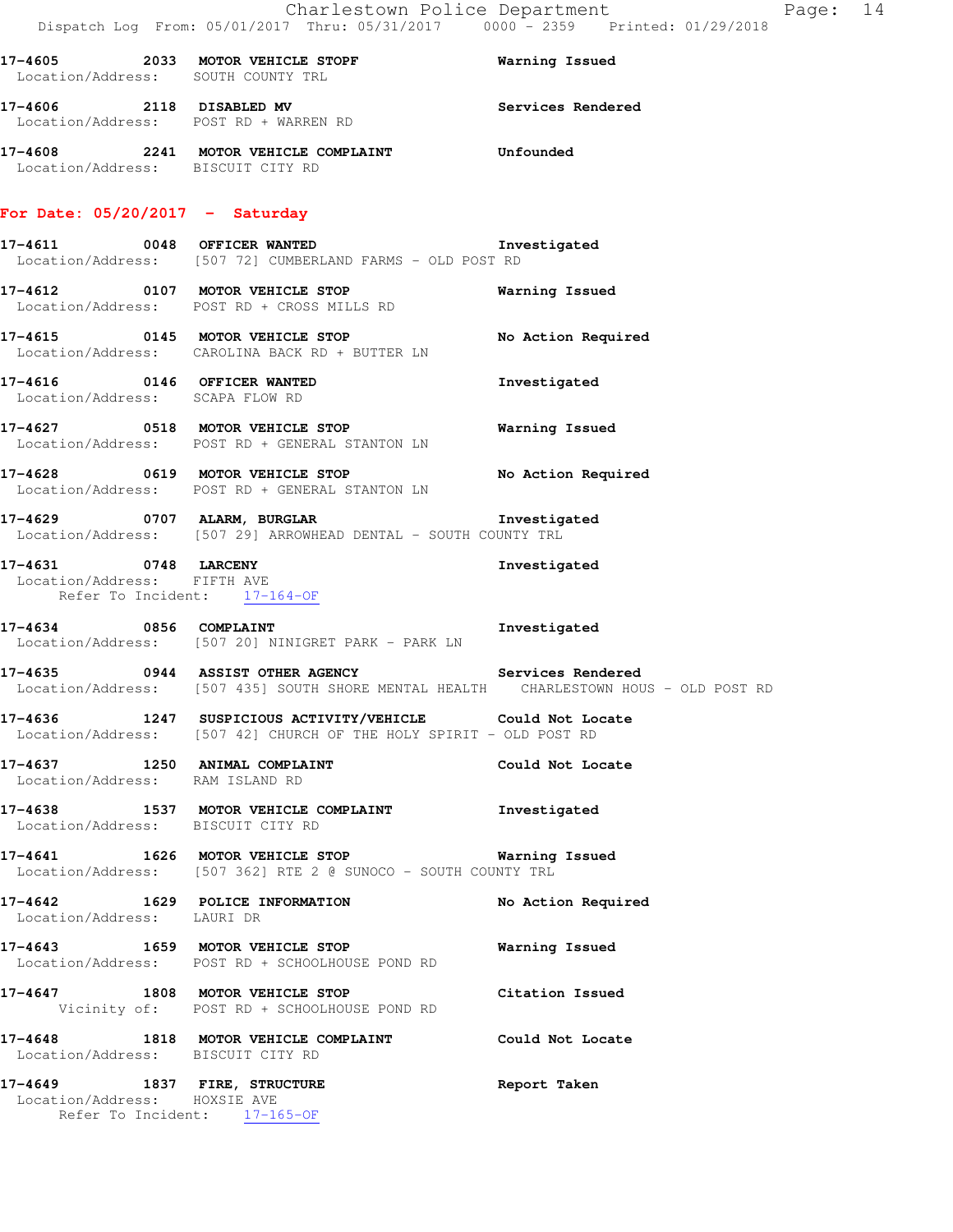17-4605 2033 MOTOR VEHICLE STOPF Warning Issued
Location/Address: SOUTH COUNTY TRL

17-4606 2118 DISABLED MV Services Rendered
Location/Address: POST RD + WARREN RD

17-4608 2241 MOTOR VEHICLE COMPLAINT Unfounded
Location/Address: BISCUIT CITY RD

## For Date: 05/20/2017 - Saturday

17-4611 0048 OFFICER WANTED Investigated
Location/Address: [507 72] CUMBERLAND FARMS - OLD POST RD

17-4612 0107 MOTOR VEHICLE STOP Warning Issued
Location/Address: POST RD + CROSS MILLS RD

17-4615 0145 MOTOR VEHICLE STOP No Action Required
Location/Address: CAROLINA BACK RD + BUTTER LN

17-4616 0146 OFFICER WANTED Investigated
Location/Address: SCAPA FLOW RD

17-4627 0518 MOTOR VEHICLE STOP Warning Issued
Location/Address: POST RD + GENERAL STANTON LN

17-4628 0619 MOTOR VEHICLE STOP No Action Required
Location/Address: POST RD + GENERAL STANTON LN

17-4629 0707 ALARM, BURGLAR Investigated
Location/Address: [507 29] ARROWHEAD DENTAL - SOUTH COUNTY TRL

17-4631 0748 LARCENY Investigated
Location/Address: FIFTH AVE
Refer To Incident: 17-164-OF

17-4634 0856 COMPLAINT Investigated
Location/Address: [507 20] NINIGRET PARK - PARK LN

17-4635 0944 ASSIST OTHER AGENCY Services Rendered
Location/Address: [507 435] SOUTH SHORE MENTAL HEALTH CHARLESTOWN HOUS - OLD POST RD

17-4636 1247 SUSPICIOUS ACTIVITY/VEHICLE Could Not Locate
Location/Address: [507 42] CHURCH OF THE HOLY SPIRIT - OLD POST RD

17-4637 1250 ANIMAL COMPLAINT Could Not Locate
Location/Address: RAM ISLAND RD

17-4638 1537 MOTOR VEHICLE COMPLAINT Investigated
Location/Address: BISCUIT CITY RD

17-4641 1626 MOTOR VEHICLE STOP Warning Issued
Location/Address: [507 362] RTE 2 @ SUNOCO - SOUTH COUNTY TRL

17-4642 1629 POLICE INFORMATION No Action Required
Location/Address: LAURI DR

17-4643 1659 MOTOR VEHICLE STOP Warning Issued
Location/Address: POST RD + SCHOOLHOUSE POND RD

17-4647 1808 MOTOR VEHICLE STOP Citation Issued
Vicinity of: POST RD + SCHOOLHOUSE POND RD

17-4648 1818 MOTOR VEHICLE COMPLAINT Could Not Locate
Location/Address: BISCUIT CITY RD

17-4649 1837 FIRE, STRUCTURE Report Taken
Location/Address: HOXSIE AVE
Refer To Incident: 17-165-OF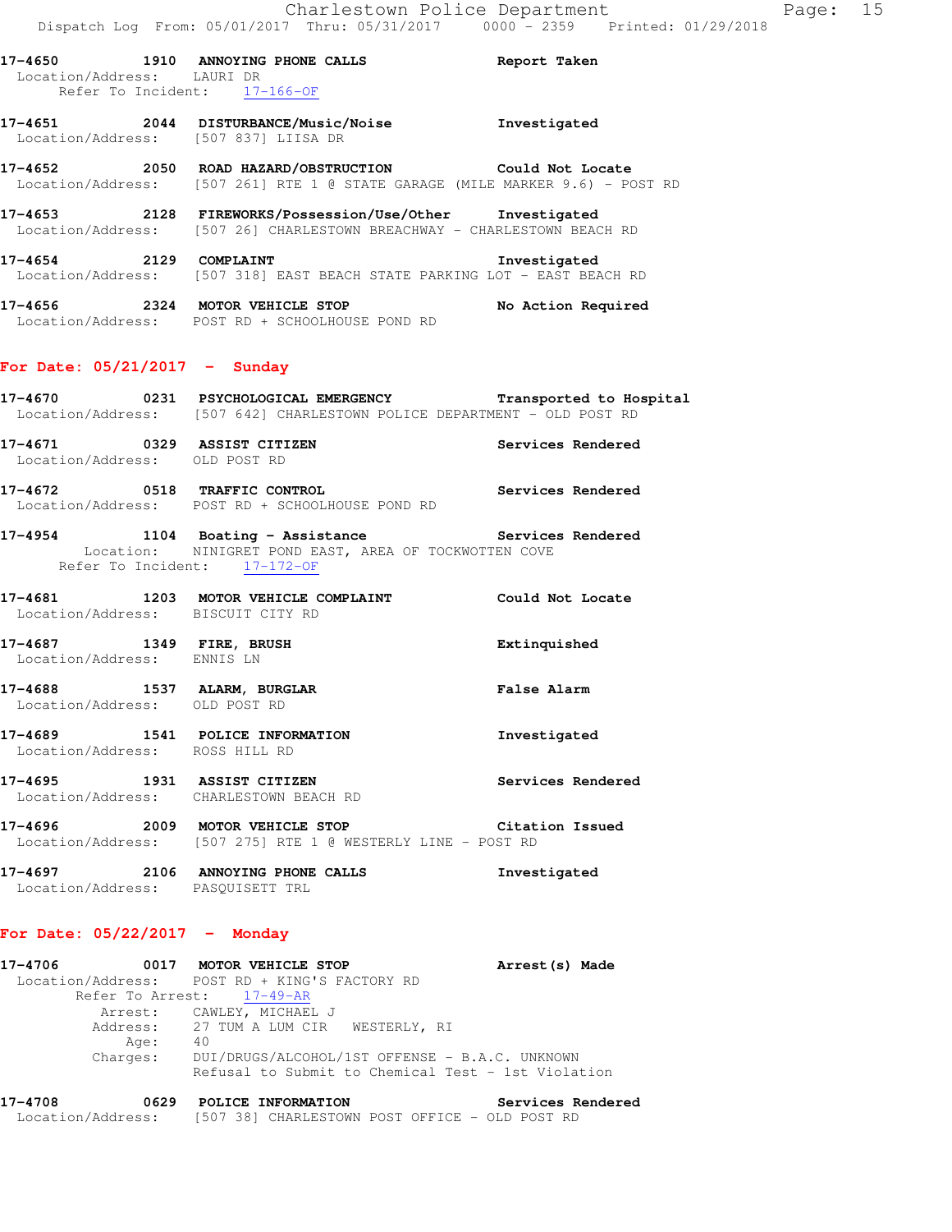17-4650 1910 ANNOYING PHONE CALLS Report Taken
Location/Address: LAURI DR
Refer To Incident: 17-166-OF

17-4651 2044 DISTURBANCE/Music/Noise Investigated
Location/Address: [507 837] LIISA DR

17-4652 2050 ROAD HAZARD/OBSTRUCTION Could Not Locate
Location/Address: [507 261] RTE 1 @ STATE GARAGE (MILE MARKER 9.6) - POST RD

17-4653 2128 FIREWORKS/Possession/Use/Other Investigated
Location/Address: [507 26] CHARLESTOWN BREACHWAY - CHARLESTOWN BEACH RD

17-4654 2129 COMPLAINT Investigated
Location/Address: [507 318] EAST BEACH STATE PARKING LOT - EAST BEACH RD

17-4656 2324 MOTOR VEHICLE STOP No Action Required
Location/Address: POST RD + SCHOOLHOUSE POND RD

## For Date: 05/21/2017 - Sunday

17-4670 0231 PSYCHOLOGICAL EMERGENCY Transported to Hospital
Location/Address: [507 642] CHARLESTOWN POLICE DEPARTMENT - OLD POST RD

17-4671 0329 ASSIST CITIZEN Services Rendered
Location/Address: OLD POST RD

17-4672 0518 TRAFFIC CONTROL Services Rendered
Location/Address: POST RD + SCHOOLHOUSE POND RD

17-4954 1104 Boating - Assistance Services Rendered
Location: NINIGRET POND EAST, AREA OF TOCKWOTTEN COVE
Refer To Incident: 17-172-OF

17-4681 1203 MOTOR VEHICLE COMPLAINT Could Not Locate
Location/Address: BISCUIT CITY RD

17-4687 1349 FIRE, BRUSH Extinquished
Location/Address: ENNIS LN

17-4688 1537 ALARM, BURGLAR False Alarm
Location/Address: OLD POST RD

17-4689 1541 POLICE INFORMATION Investigated
Location/Address: ROSS HILL RD

17-4695 1931 ASSIST CITIZEN Services Rendered
Location/Address: CHARLESTOWN BEACH RD

17-4696 2009 MOTOR VEHICLE STOP Citation Issued
Location/Address: [507 275] RTE 1 @ WESTERLY LINE - POST RD

17-4697 2106 ANNOYING PHONE CALLS Investigated
Location/Address: PASQUISETT TRL

## For Date: 05/22/2017 - Monday

17-4706 0017 MOTOR VEHICLE STOP Arrest(s) Made
Location/Address: POST RD + KING'S FACTORY RD
Refer To Arrest: 17-49-AR
Arrest: CAWLEY, MICHAEL J
Address: 27 TUM A LUM CIR WESTERLY, RI
Age: 40
Charges: DUI/DRUGS/ALCOHOL/1ST OFFENSE - B.A.C. UNKNOWN
Refusal to Submit to Chemical Test - 1st Violation

17-4708 0629 POLICE INFORMATION Services Rendered
Location/Address: [507 38] CHARLESTOWN POST OFFICE - OLD POST RD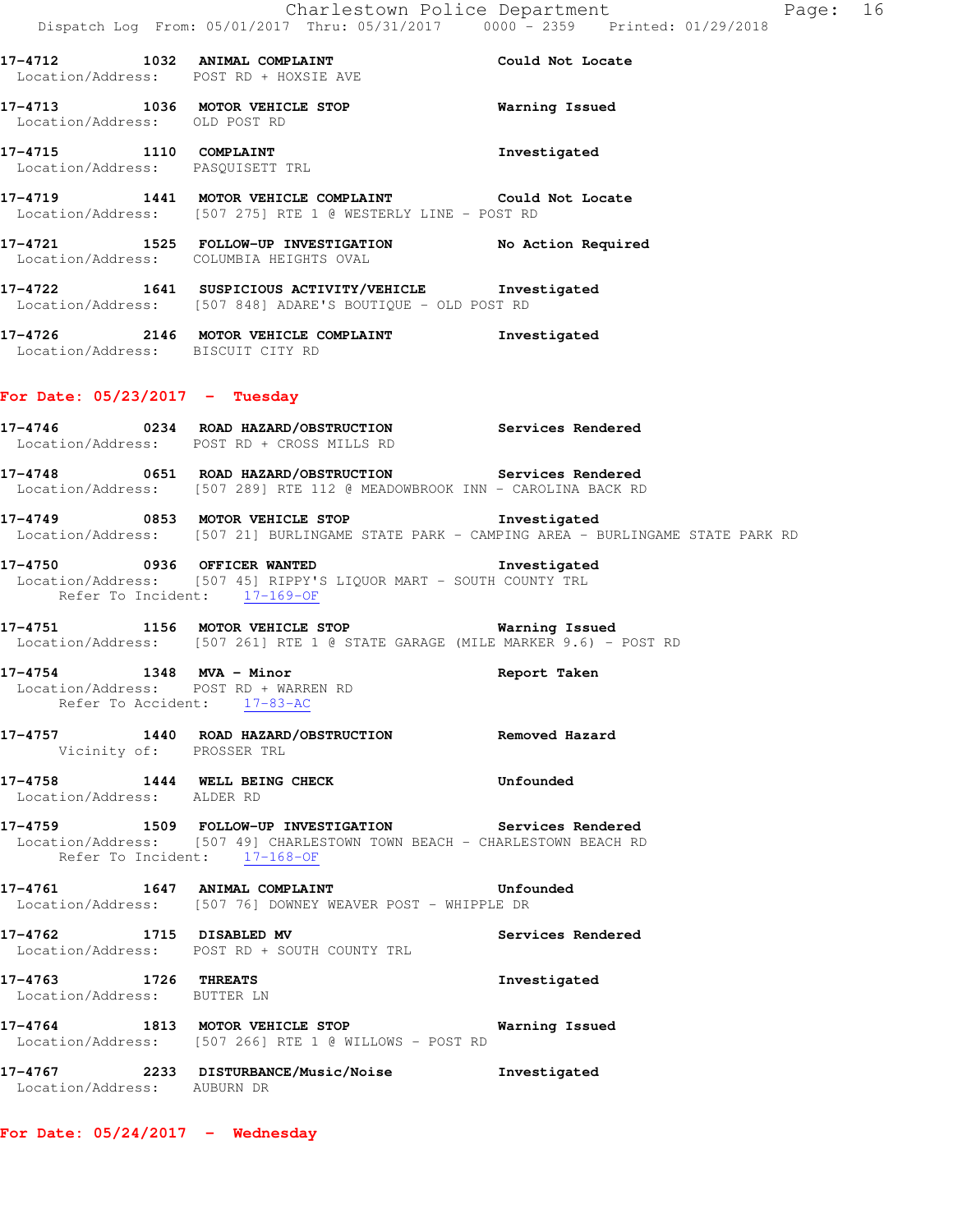17-4712 1032 ANIMAL COMPLAINT Could Not Locate
Location/Address: POST RD + HOXSIE AVE

17-4713 1036 MOTOR VEHICLE STOP Warning Issued
Location/Address: OLD POST RD

17-4715 1110 COMPLAINT Investigated
Location/Address: PASQUISETT TRL

17-4719 1441 MOTOR VEHICLE COMPLAINT Could Not Locate
Location/Address: [507 275] RTE 1 @ WESTERLY LINE - POST RD

17-4721 1525 FOLLOW-UP INVESTIGATION No Action Required
Location/Address: COLUMBIA HEIGHTS OVAL

17-4722 1641 SUSPICIOUS ACTIVITY/VEHICLE Investigated
Location/Address: [507 848] ADARE'S BOUTIQUE - OLD POST RD

17-4726 2146 MOTOR VEHICLE COMPLAINT Investigated
Location/Address: BISCUIT CITY RD

## For Date: 05/23/2017 - Tuesday

17-4746 0234 ROAD HAZARD/OBSTRUCTION Services Rendered
Location/Address: POST RD + CROSS MILLS RD

17-4748 0651 ROAD HAZARD/OBSTRUCTION Services Rendered
Location/Address: [507 289] RTE 112 @ MEADOWBROOK INN - CAROLINA BACK RD

17-4749 0853 MOTOR VEHICLE STOP Investigated
Location/Address: [507 21] BURLINGAME STATE PARK - CAMPING AREA - BURLINGAME STATE PARK RD

17-4750 0936 OFFICER WANTED Investigated
Location/Address: [507 45] RIPPY'S LIQUOR MART - SOUTH COUNTY TRL
Refer To Incident: 17-169-OF

17-4751 1156 MOTOR VEHICLE STOP Warning Issued
Location/Address: [507 261] RTE 1 @ STATE GARAGE (MILE MARKER 9.6) - POST RD

17-4754 1348 MVA - Minor Report Taken
Location/Address: POST RD + WARREN RD
Refer To Accident: 17-83-AC

17-4757 1440 ROAD HAZARD/OBSTRUCTION Removed Hazard
Vicinity of: PROSSER TRL

17-4758 1444 WELL BEING CHECK Unfounded
Location/Address: ALDER RD

17-4759 1509 FOLLOW-UP INVESTIGATION Services Rendered
Location/Address: [507 49] CHARLESTOWN TOWN BEACH - CHARLESTOWN BEACH RD
Refer To Incident: 17-168-OF

17-4761 1647 ANIMAL COMPLAINT Unfounded
Location/Address: [507 76] DOWNEY WEAVER POST - WHIPPLE DR

17-4762 1715 DISABLED MV Services Rendered
Location/Address: POST RD + SOUTH COUNTY TRL

17-4763 1726 THREATS Investigated
Location/Address: BUTTER LN

17-4764 1813 MOTOR VEHICLE STOP Warning Issued
Location/Address: [507 266] RTE 1 @ WILLOWS - POST RD

17-4767 2233 DISTURBANCE/Music/Noise Investigated
Location/Address: AUBURN DR

## For Date: 05/24/2017 - Wednesday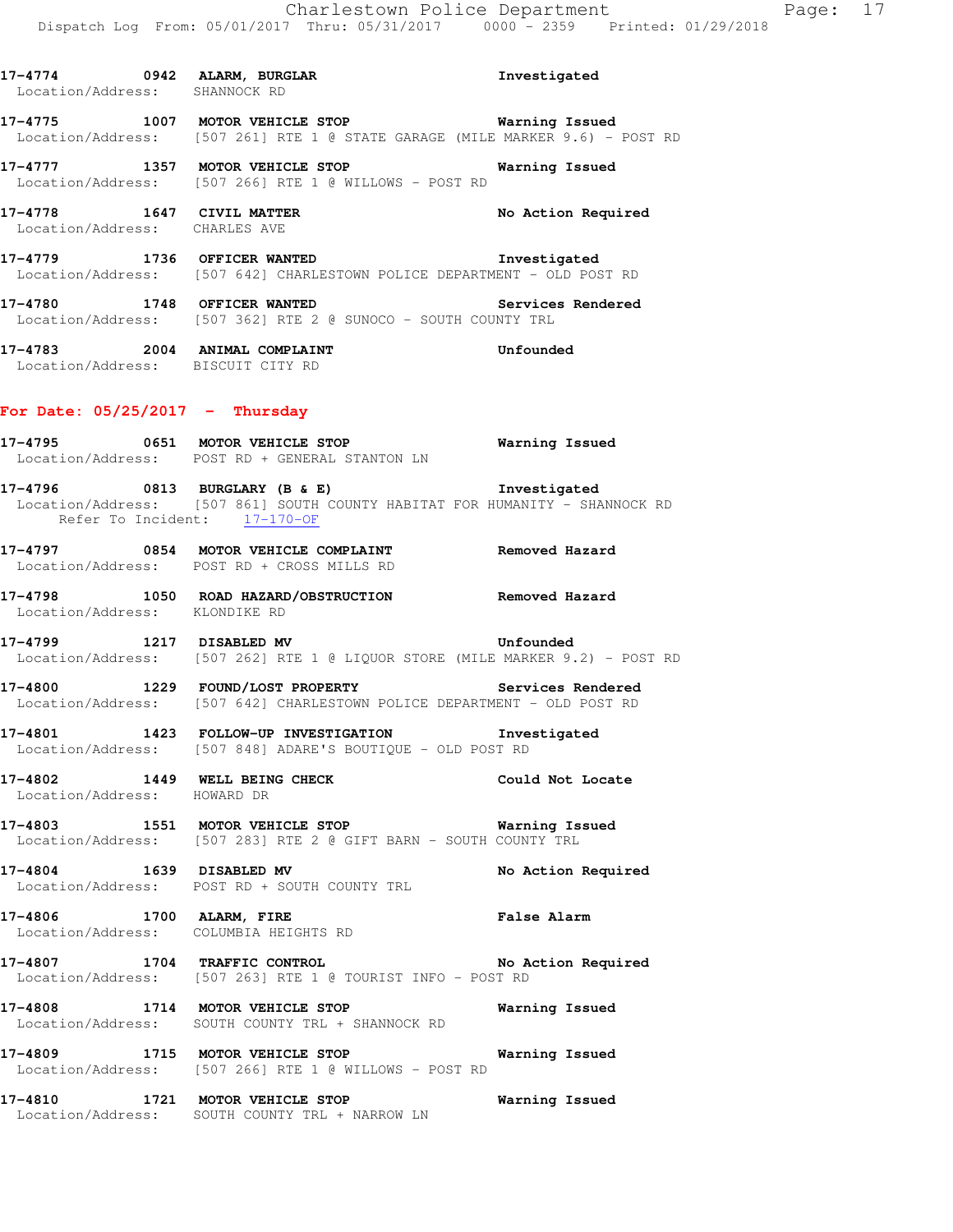17-4774 0942 **ALARM, BURGLAR** **Investigated**
Location/Address: SHANNOCK RD

17-4775 1007 **MOTOR VEHICLE STOP** **Warning Issued**
Location/Address: [507 261] RTE 1 @ STATE GARAGE (MILE MARKER 9.6) - POST RD

17-4777 1357 **MOTOR VEHICLE STOP** **Warning Issued**
Location/Address: [507 266] RTE 1 @ WILLOWS - POST RD

17-4778 1647 **CIVIL MATTER** **No Action Required**
Location/Address: CHARLES AVE

17-4779 1736 **OFFICER WANTED** **Investigated**
Location/Address: [507 642] CHARLESTOWN POLICE DEPARTMENT - OLD POST RD

17-4780 1748 **OFFICER WANTED** **Services Rendered**
Location/Address: [507 362] RTE 2 @ SUNOCO - SOUTH COUNTY TRL

17-4783 2004 **ANIMAL COMPLAINT** **Unfounded**
Location/Address: BISCUIT CITY RD

## For Date: 05/25/2017 - Thursday

17-4795 0651 **MOTOR VEHICLE STOP** **Warning Issued**
Location/Address: POST RD + GENERAL STANTON LN

17-4796 0813 **BURGLARY (B & E)** **Investigated**
Location/Address: [507 861] SOUTH COUNTY HABITAT FOR HUMANITY - SHANNOCK RD
Refer To Incident: 17-170-OF

17-4797 0854 **MOTOR VEHICLE COMPLAINT** **Removed Hazard**
Location/Address: POST RD + CROSS MILLS RD

17-4798 1050 **ROAD HAZARD/OBSTRUCTION** **Removed Hazard**
Location/Address: KLONDIKE RD

17-4799 1217 **DISABLED MV** **Unfounded**
Location/Address: [507 262] RTE 1 @ LIQUOR STORE (MILE MARKER 9.2) - POST RD

17-4800 1229 **FOUND/LOST PROPERTY** **Services Rendered**
Location/Address: [507 642] CHARLESTOWN POLICE DEPARTMENT - OLD POST RD

17-4801 1423 **FOLLOW-UP INVESTIGATION** **Investigated**
Location/Address: [507 848] ADARE'S BOUTIQUE - OLD POST RD

17-4802 1449 **WELL BEING CHECK** **Could Not Locate**
Location/Address: HOWARD DR

17-4803 1551 **MOTOR VEHICLE STOP** **Warning Issued**
Location/Address: [507 283] RTE 2 @ GIFT BARN - SOUTH COUNTY TRL

17-4804 1639 **DISABLED MV** **No Action Required**
Location/Address: POST RD + SOUTH COUNTY TRL

17-4806 1700 **ALARM, FIRE** **False Alarm**
Location/Address: COLUMBIA HEIGHTS RD

17-4807 1704 **TRAFFIC CONTROL** **No Action Required**
Location/Address: [507 263] RTE 1 @ TOURIST INFO - POST RD

17-4808 1714 **MOTOR VEHICLE STOP** **Warning Issued**
Location/Address: SOUTH COUNTY TRL + SHANNOCK RD

17-4809 1715 **MOTOR VEHICLE STOP** **Warning Issued**
Location/Address: [507 266] RTE 1 @ WILLOWS - POST RD

17-4810 1721 **MOTOR VEHICLE STOP** **Warning Issued**
Location/Address: SOUTH COUNTY TRL + NARROW LN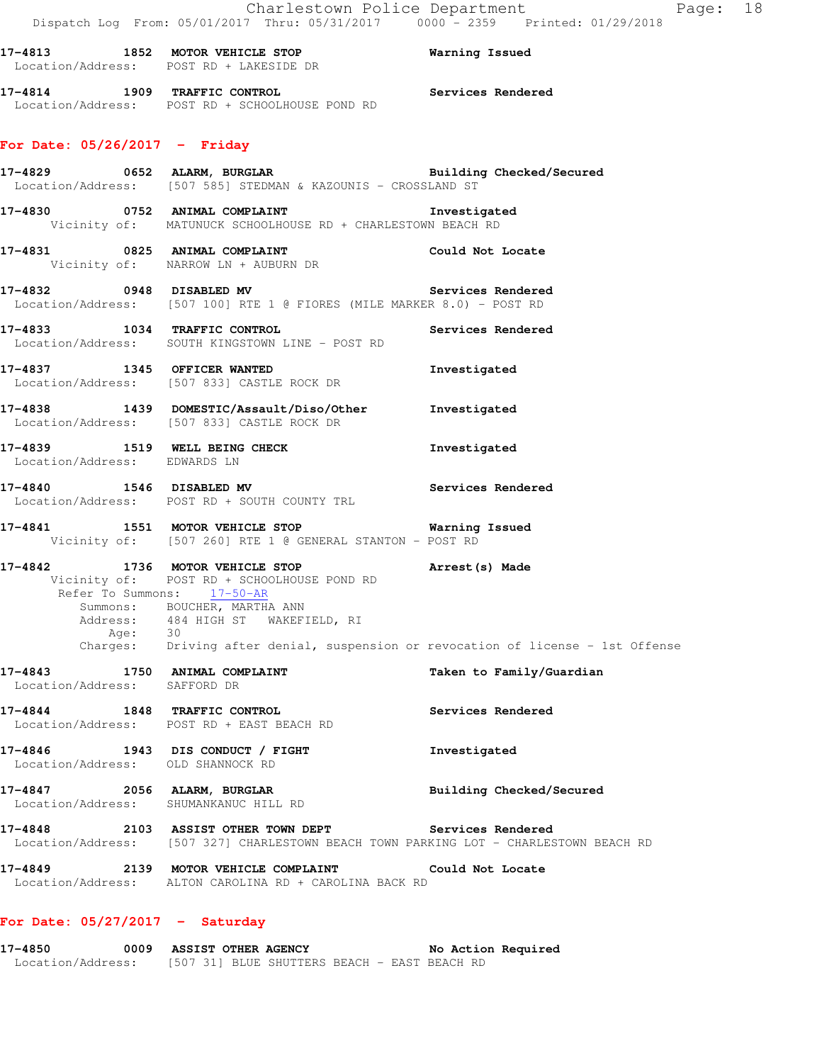17-4813 1852 **MOTOR VEHICLE STOP** Warning Issued
Location/Address: POST RD + LAKESIDE DR

17-4814 1909 **TRAFFIC CONTROL** Services Rendered
Location/Address: POST RD + SCHOOLHOUSE POND RD

## For Date: 05/26/2017 - Friday

17-4829 0652 **ALARM, BURGLAR** Building Checked/Secured
Location/Address: [507 585] STEDMAN & KAZOUNIS - CROSSLAND ST

17-4830 0752 **ANIMAL COMPLAINT** Investigated
Vicinity of: MATUNUCK SCHOOLHOUSE RD + CHARLESTOWN BEACH RD

17-4831 0825 **ANIMAL COMPLAINT** Could Not Locate
Vicinity of: NARROW LN + AUBURN DR

17-4832 0948 **DISABLED MV** Services Rendered
Location/Address: [507 100] RTE 1 @ FIORES (MILE MARKER 8.0) - POST RD

17-4833 1034 **TRAFFIC CONTROL** Services Rendered
Location/Address: SOUTH KINGSTOWN LINE - POST RD

17-4837 1345 **OFFICER WANTED** Investigated
Location/Address: [507 833] CASTLE ROCK DR

17-4838 1439 **DOMESTIC/Assault/Diso/Other** Investigated
Location/Address: [507 833] CASTLE ROCK DR

17-4839 1519 **WELL BEING CHECK** Investigated
Location/Address: EDWARDS LN

17-4840 1546 **DISABLED MV** Services Rendered
Location/Address: POST RD + SOUTH COUNTY TRL

17-4841 1551 **MOTOR VEHICLE STOP** Warning Issued
Vicinity of: [507 260] RTE 1 @ GENERAL STANTON - POST RD

17-4842 1736 **MOTOR VEHICLE STOP** Arrest(s) Made
Vicinity of: POST RD + SCHOOLHOUSE POND RD
Refer To Summons: 17-50-AR
Summons: BOUCHER, MARTHA ANN
Address: 484 HIGH ST WAKEFIELD, RI
Age: 30
Charges: Driving after denial, suspension or revocation of license - 1st Offense

17-4843 1750 **ANIMAL COMPLAINT** Taken to Family/Guardian
Location/Address: SAFFORD DR

17-4844 1848 **TRAFFIC CONTROL** Services Rendered
Location/Address: POST RD + EAST BEACH RD

17-4846 1943 **DIS CONDUCT / FIGHT** Investigated
Location/Address: OLD SHANNOCK RD

17-4847 2056 **ALARM, BURGLAR** Building Checked/Secured
Location/Address: SHUMANKANUC HILL RD

17-4848 2103 **ASSIST OTHER TOWN DEPT** Services Rendered
Location/Address: [507 327] CHARLESTOWN BEACH TOWN PARKING LOT - CHARLESTOWN BEACH RD

17-4849 2139 **MOTOR VEHICLE COMPLAINT** Could Not Locate
Location/Address: ALTON CAROLINA RD + CAROLINA BACK RD

## For Date: 05/27/2017 - Saturday

17-4850 0009 **ASSIST OTHER AGENCY** No Action Required
Location/Address: [507 31] BLUE SHUTTERS BEACH - EAST BEACH RD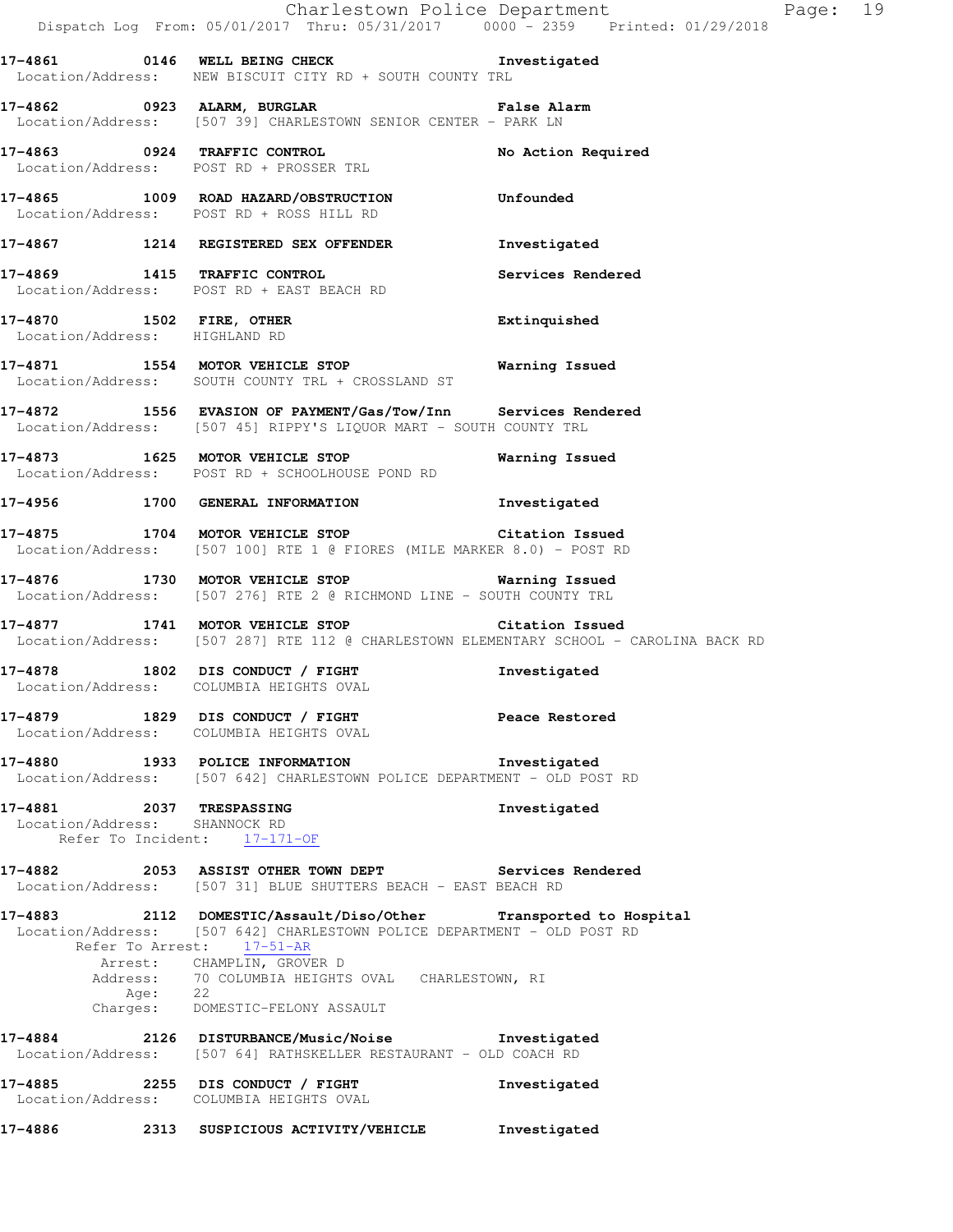**17-4861 0146 WELL BEING CHECK** **Investigated**
Location/Address: NEW BISCUIT CITY RD + SOUTH COUNTY TRL

**17-4862 0923 ALARM, BURGLAR** **False Alarm**
Location/Address: [507 39] CHARLESTOWN SENIOR CENTER - PARK LN

**17-4863 0924 TRAFFIC CONTROL** **No Action Required**
Location/Address: POST RD + PROSSER TRL

**17-4865 1009 ROAD HAZARD/OBSTRUCTION** **Unfounded**
Location/Address: POST RD + ROSS HILL RD

**17-4867 1214 REGISTERED SEX OFFENDER** **Investigated**

**17-4869 1415 TRAFFIC CONTROL** **Services Rendered**
Location/Address: POST RD + EAST BEACH RD

**17-4870 1502 FIRE, OTHER** **Extinquished**
Location/Address: HIGHLAND RD

**17-4871 1554 MOTOR VEHICLE STOP** **Warning Issued**
Location/Address: SOUTH COUNTY TRL + CROSSLAND ST

**17-4872 1556 EVASION OF PAYMENT/Gas/Tow/Inn** **Services Rendered**
Location/Address: [507 45] RIPPY'S LIQUOR MART - SOUTH COUNTY TRL

**17-4873 1625 MOTOR VEHICLE STOP** **Warning Issued**
Location/Address: POST RD + SCHOOLHOUSE POND RD

**17-4956 1700 GENERAL INFORMATION** **Investigated**

**17-4875 1704 MOTOR VEHICLE STOP** **Citation Issued**
Location/Address: [507 100] RTE 1 @ FIORES (MILE MARKER 8.0) - POST RD

**17-4876 1730 MOTOR VEHICLE STOP** **Warning Issued**
Location/Address: [507 276] RTE 2 @ RICHMOND LINE - SOUTH COUNTY TRL

**17-4877 1741 MOTOR VEHICLE STOP** **Citation Issued**
Location/Address: [507 287] RTE 112 @ CHARLESTOWN ELEMENTARY SCHOOL - CAROLINA BACK RD

**17-4878 1802 DIS CONDUCT / FIGHT** **Investigated**
Location/Address: COLUMBIA HEIGHTS OVAL

**17-4879 1829 DIS CONDUCT / FIGHT** **Peace Restored**
Location/Address: COLUMBIA HEIGHTS OVAL

**17-4880 1933 POLICE INFORMATION** **Investigated**
Location/Address: [507 642] CHARLESTOWN POLICE DEPARTMENT - OLD POST RD

**17-4881 2037 TRESPASSING** **Investigated**
Location/Address: SHANNOCK RD
Refer To Incident: 17-171-OF

**17-4882 2053 ASSIST OTHER TOWN DEPT** **Services Rendered**
Location/Address: [507 31] BLUE SHUTTERS BEACH - EAST BEACH RD

**17-4883 2112 DOMESTIC/Assault/Diso/Other** **Transported to Hospital**
Location/Address: [507 642] CHARLESTOWN POLICE DEPARTMENT - OLD POST RD
Refer To Arrest: 17-51-AR
Arrest: CHAMPLIN, GROVER D
Address: 70 COLUMBIA HEIGHTS OVAL CHARLESTOWN, RI
Age: 22
Charges: DOMESTIC-FELONY ASSAULT

**17-4884 2126 DISTURBANCE/Music/Noise** **Investigated**
Location/Address: [507 64] RATHSKELLER RESTAURANT - OLD COACH RD

**17-4885 2255 DIS CONDUCT / FIGHT** **Investigated**
Location/Address: COLUMBIA HEIGHTS OVAL

**17-4886 2313 SUSPICIOUS ACTIVITY/VEHICLE** **Investigated**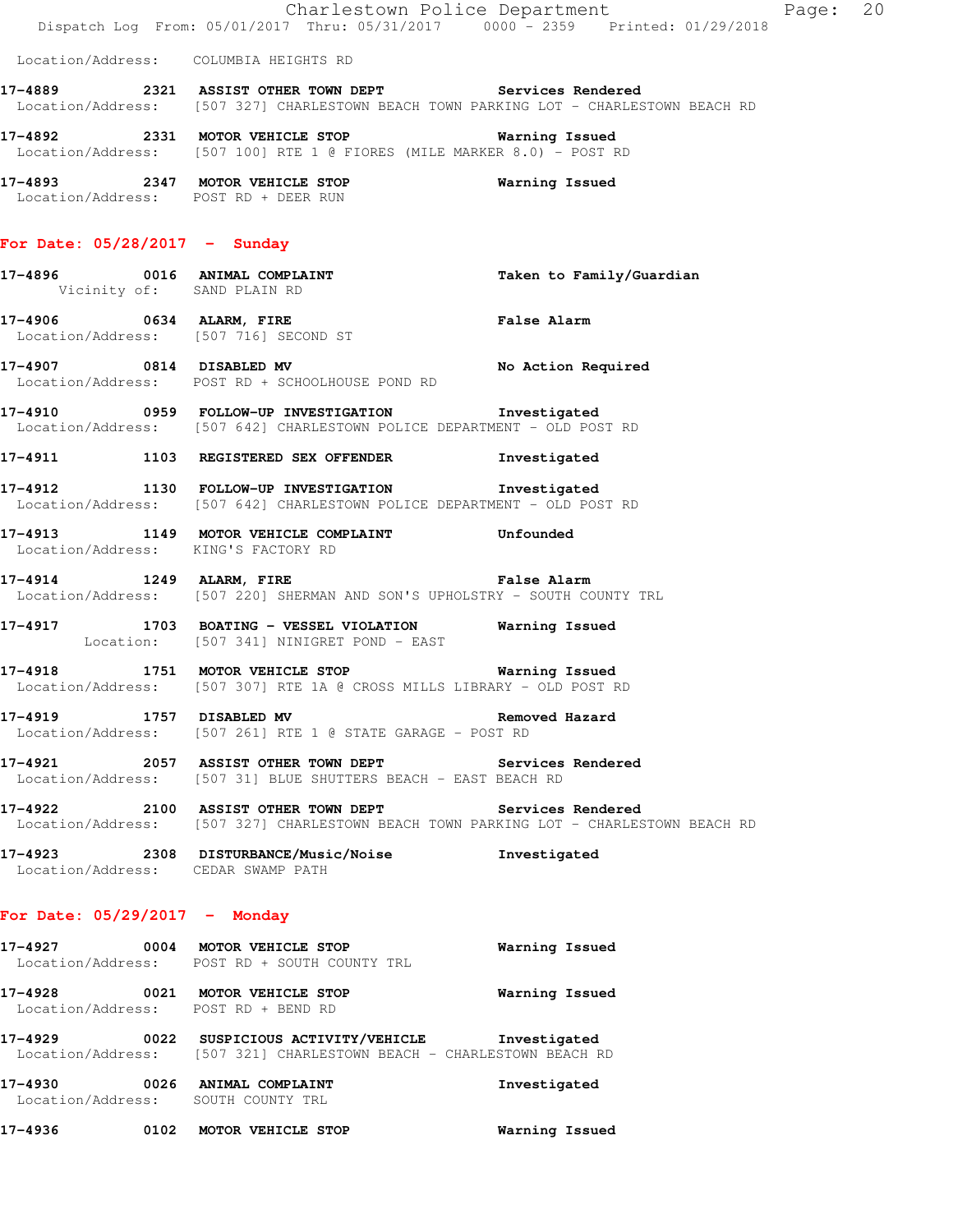Location/Address: COLUMBIA HEIGHTS RD

**17-4889** 2321 **ASSIST OTHER TOWN DEPT** **Services Rendered**
Location/Address: [507 327] CHARLESTOWN BEACH TOWN PARKING LOT - CHARLESTOWN BEACH RD

**17-4892** 2331 **MOTOR VEHICLE STOP** **Warning Issued**
Location/Address: [507 100] RTE 1 @ FIORES (MILE MARKER 8.0) - POST RD

**17-4893** 2347 **MOTOR VEHICLE STOP** **Warning Issued**
Location/Address: POST RD + DEER RUN

## For Date: 05/28/2017 - Sunday

**17-4896** 0016 **ANIMAL COMPLAINT** **Taken to Family/Guardian**
Vicinity of: SAND PLAIN RD

**17-4906** 0634 **ALARM, FIRE** **False Alarm**
Location/Address: [507 716] SECOND ST

**17-4907** 0814 **DISABLED MV** **No Action Required**
Location/Address: POST RD + SCHOOLHOUSE POND RD

**17-4910** 0959 **FOLLOW-UP INVESTIGATION** **Investigated**
Location/Address: [507 642] CHARLESTOWN POLICE DEPARTMENT - OLD POST RD

**17-4911** 1103 **REGISTERED SEX OFFENDER** **Investigated**

**17-4912** 1130 **FOLLOW-UP INVESTIGATION** **Investigated**
Location/Address: [507 642] CHARLESTOWN POLICE DEPARTMENT - OLD POST RD

**17-4913** 1149 **MOTOR VEHICLE COMPLAINT** **Unfounded**
Location/Address: KING'S FACTORY RD

**17-4914** 1249 **ALARM, FIRE** **False Alarm**
Location/Address: [507 220] SHERMAN AND SON'S UPHOLSTRY - SOUTH COUNTY TRL

**17-4917** 1703 **BOATING - VESSEL VIOLATION** **Warning Issued**
Location: [507 341] NINIGRET POND - EAST

**17-4918** 1751 **MOTOR VEHICLE STOP** **Warning Issued**
Location/Address: [507 307] RTE 1A @ CROSS MILLS LIBRARY - OLD POST RD

**17-4919** 1757 **DISABLED MV** **Removed Hazard**
Location/Address: [507 261] RTE 1 @ STATE GARAGE - POST RD

**17-4921** 2057 **ASSIST OTHER TOWN DEPT** **Services Rendered**
Location/Address: [507 31] BLUE SHUTTERS BEACH - EAST BEACH RD

**17-4922** 2100 **ASSIST OTHER TOWN DEPT** **Services Rendered**
Location/Address: [507 327] CHARLESTOWN BEACH TOWN PARKING LOT - CHARLESTOWN BEACH RD

**17-4923** 2308 **DISTURBANCE/Music/Noise** **Investigated**
Location/Address: CEDAR SWAMP PATH

## For Date: 05/29/2017 - Monday

**17-4927** 0004 **MOTOR VEHICLE STOP** **Warning Issued**
Location/Address: POST RD + SOUTH COUNTY TRL

**17-4928** 0021 **MOTOR VEHICLE STOP** **Warning Issued**
Location/Address: POST RD + BEND RD

**17-4929** 0022 **SUSPICIOUS ACTIVITY/VEHICLE** **Investigated**
Location/Address: [507 321] CHARLESTOWN BEACH - CHARLESTOWN BEACH RD

**17-4930** 0026 **ANIMAL COMPLAINT** **Investigated**
Location/Address: SOUTH COUNTY TRL

**17-4936** 0102 **MOTOR VEHICLE STOP** **Warning Issued**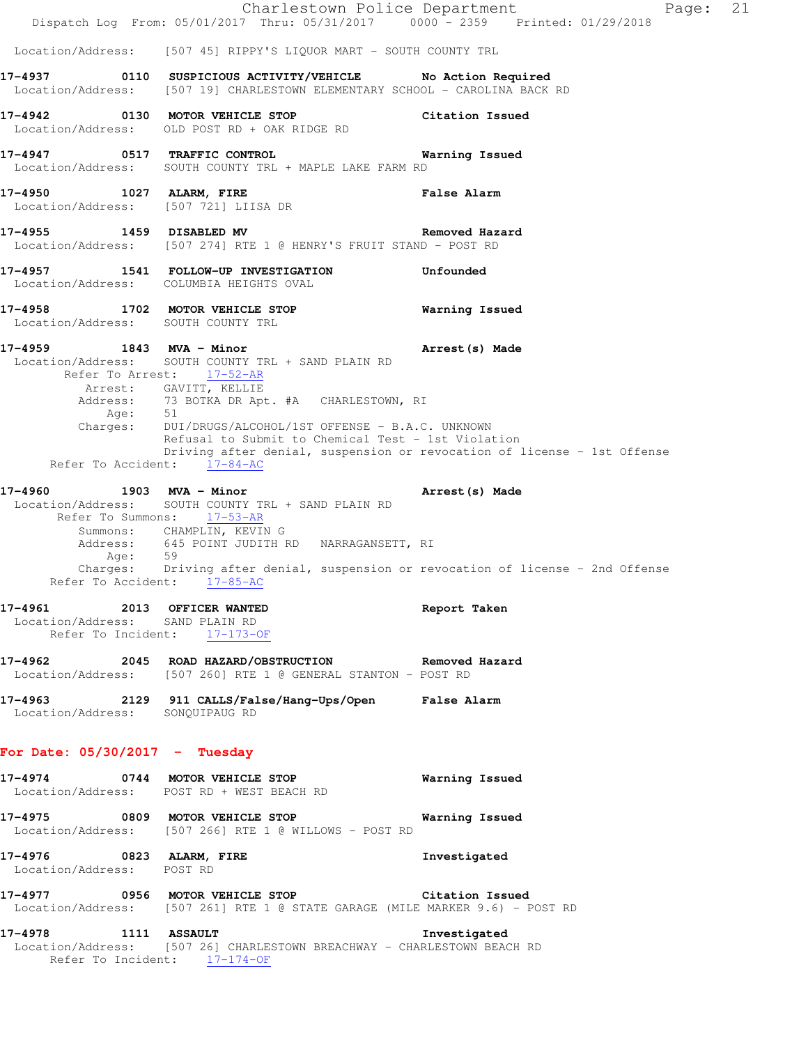Location/Address: [507 45] RIPPY'S LIQUOR MART - SOUTH COUNTY TRL

**17-4937 0110 SUSPICIOUS ACTIVITY/VEHICLE No Action Required**
Location/Address: [507 19] CHARLESTOWN ELEMENTARY SCHOOL - CAROLINA BACK RD

**17-4942 0130 MOTOR VEHICLE STOP Citation Issued**
Location/Address: OLD POST RD + OAK RIDGE RD

**17-4947 0517 TRAFFIC CONTROL Warning Issued**
Location/Address: SOUTH COUNTY TRL + MAPLE LAKE FARM RD

**17-4950 1027 ALARM, FIRE False Alarm**
Location/Address: [507 721] LIISA DR

**17-4955 1459 DISABLED MV Removed Hazard**
Location/Address: [507 274] RTE 1 @ HENRY'S FRUIT STAND - POST RD

**17-4957 1541 FOLLOW-UP INVESTIGATION Unfounded**
Location/Address: COLUMBIA HEIGHTS OVAL

**17-4958 1702 MOTOR VEHICLE STOP Warning Issued**
Location/Address: SOUTH COUNTY TRL

**17-4959 1843 MVA - Minor Arrest(s) Made**
Location/Address: SOUTH COUNTY TRL + SAND PLAIN RD
Refer To Arrest: 17-52-AR
Arrest: GAVITT, KELLIE
Address: 73 BOTKA DR Apt. #A CHARLESTOWN, RI
Age: 51
Charges: DUI/DRUGS/ALCOHOL/1ST OFFENSE - B.A.C. UNKNOWN
Refusal to Submit to Chemical Test - 1st Violation
Driving after denial, suspension or revocation of license - 1st Offense
Refer To Accident: 17-84-AC

**17-4960 1903 MVA - Minor Arrest(s) Made**
Location/Address: SOUTH COUNTY TRL + SAND PLAIN RD
Refer To Summons: 17-53-AR
Summons: CHAMPLIN, KEVIN G
Address: 645 POINT JUDITH RD NARRAGANSETT, RI
Age: 59
Charges: Driving after denial, suspension or revocation of license - 2nd Offense
Refer To Accident: 17-85-AC

**17-4961 2013 OFFICER WANTED Report Taken**
Location/Address: SAND PLAIN RD
Refer To Incident: 17-173-OF

**17-4962 2045 ROAD HAZARD/OBSTRUCTION Removed Hazard**
Location/Address: [507 260] RTE 1 @ GENERAL STANTON - POST RD

**17-4963 2129 911 CALLS/False/Hang-Ups/Open False Alarm**
Location/Address: SONQUIPAUG RD

## For Date: 05/30/2017 - Tuesday

**17-4974 0744 MOTOR VEHICLE STOP Warning Issued**
Location/Address: POST RD + WEST BEACH RD

**17-4975 0809 MOTOR VEHICLE STOP Warning Issued**
Location/Address: [507 266] RTE 1 @ WILLOWS - POST RD

**17-4976 0823 ALARM, FIRE Investigated**
Location/Address: POST RD

**17-4977 0956 MOTOR VEHICLE STOP Citation Issued**
Location/Address: [507 261] RTE 1 @ STATE GARAGE (MILE MARKER 9.6) - POST RD

**17-4978 1111 ASSAULT Investigated**
Location/Address: [507 26] CHARLESTOWN BREACHWAY - CHARLESTOWN BEACH RD
Refer To Incident: 17-174-OF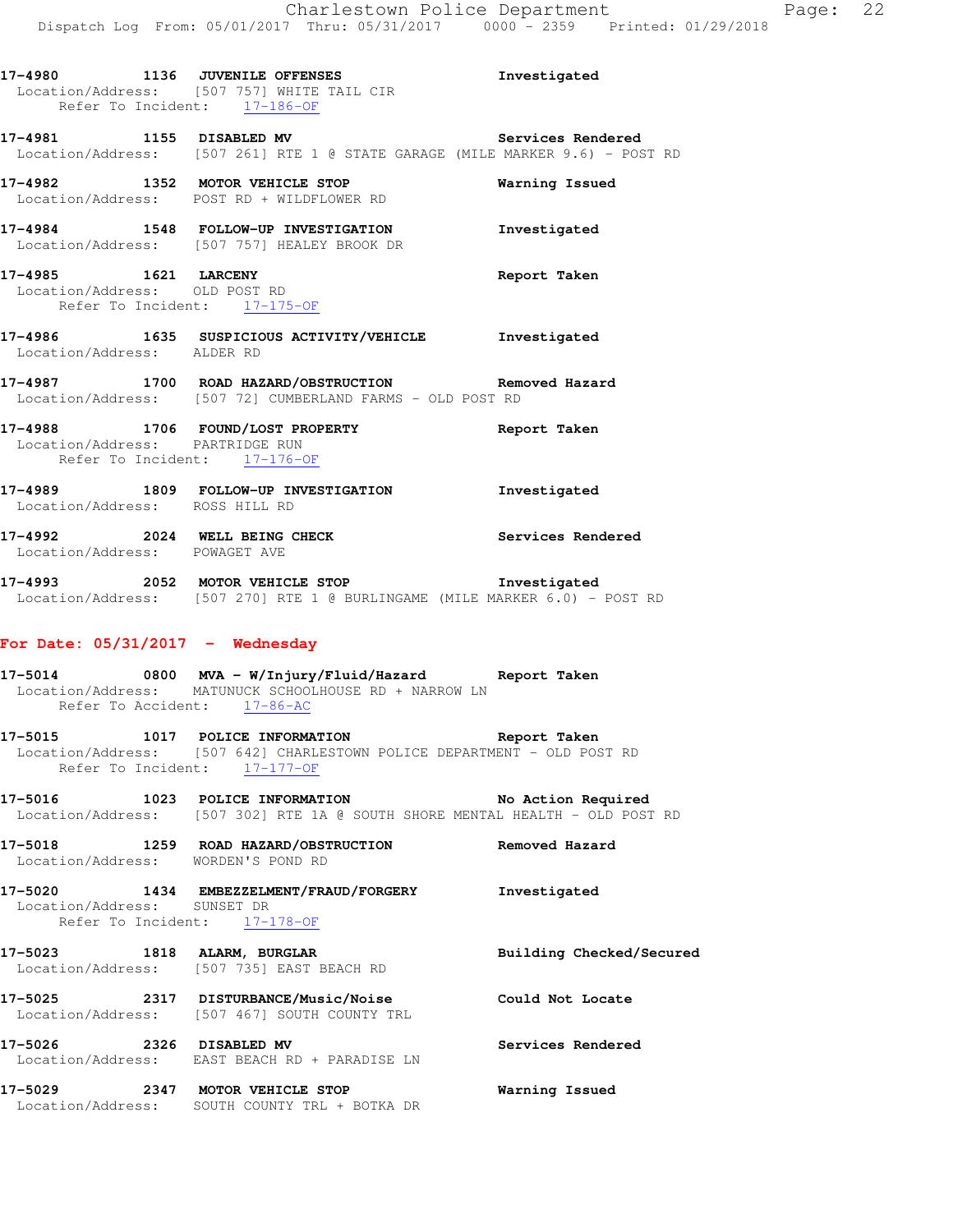17-4980 1136 JUVENILE OFFENSES Investigated
Location/Address: [507 757] WHITE TAIL CIR
Refer To Incident: 17-186-OF

17-4981 1155 DISABLED MV Services Rendered
Location/Address: [507 261] RTE 1 @ STATE GARAGE (MILE MARKER 9.6) - POST RD

17-4982 1352 MOTOR VEHICLE STOP Warning Issued
Location/Address: POST RD + WILDFLOWER RD

17-4984 1548 FOLLOW-UP INVESTIGATION Investigated
Location/Address: [507 757] HEALEY BROOK DR

17-4985 1621 LARCENY Report Taken
Location/Address: OLD POST RD
Refer To Incident: 17-175-OF

17-4986 1635 SUSPICIOUS ACTIVITY/VEHICLE Investigated
Location/Address: ALDER RD

17-4987 1700 ROAD HAZARD/OBSTRUCTION Removed Hazard
Location/Address: [507 72] CUMBERLAND FARMS - OLD POST RD

17-4988 1706 FOUND/LOST PROPERTY Report Taken
Location/Address: PARTRIDGE RUN
Refer To Incident: 17-176-OF

17-4989 1809 FOLLOW-UP INVESTIGATION Investigated
Location/Address: ROSS HILL RD

17-4992 2024 WELL BEING CHECK Services Rendered
Location/Address: POWAGET AVE

17-4993 2052 MOTOR VEHICLE STOP Investigated
Location/Address: [507 270] RTE 1 @ BURLINGAME (MILE MARKER 6.0) - POST RD

## For Date: 05/31/2017 - Wednesday

17-5014 0800 MVA - W/Injury/Fluid/Hazard Report Taken
Location/Address: MATUNUCK SCHOOLHOUSE RD + NARROW LN
Refer To Accident: 17-86-AC

17-5015 1017 POLICE INFORMATION Report Taken
Location/Address: [507 642] CHARLESTOWN POLICE DEPARTMENT - OLD POST RD
Refer To Incident: 17-177-OF

17-5016 1023 POLICE INFORMATION No Action Required
Location/Address: [507 302] RTE 1A @ SOUTH SHORE MENTAL HEALTH - OLD POST RD

17-5018 1259 ROAD HAZARD/OBSTRUCTION Removed Hazard
Location/Address: WORDEN'S POND RD

17-5020 1434 EMBEZZELMENT/FRAUD/FORGERY Investigated
Location/Address: SUNSET DR
Refer To Incident: 17-178-OF

17-5023 1818 ALARM, BURGLAR Building Checked/Secured
Location/Address: [507 735] EAST BEACH RD

17-5025 2317 DISTURBANCE/Music/Noise Could Not Locate
Location/Address: [507 467] SOUTH COUNTY TRL

17-5026 2326 DISABLED MV Services Rendered
Location/Address: EAST BEACH RD + PARADISE LN

17-5029 2347 MOTOR VEHICLE STOP Warning Issued
Location/Address: SOUTH COUNTY TRL + BOTKA DR